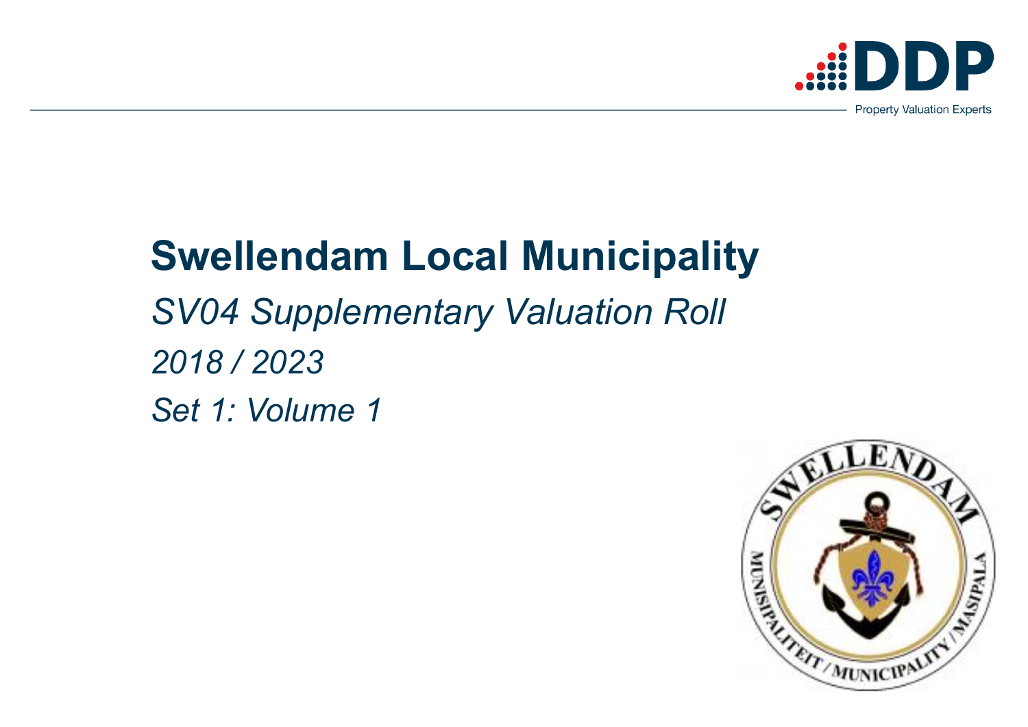DDP

Property Valuation Experts

# Swellendam Local Municipality

*SV04 Supplementary Valuation Roll*

*2018 / 2023*

*Set 1: Volume 1*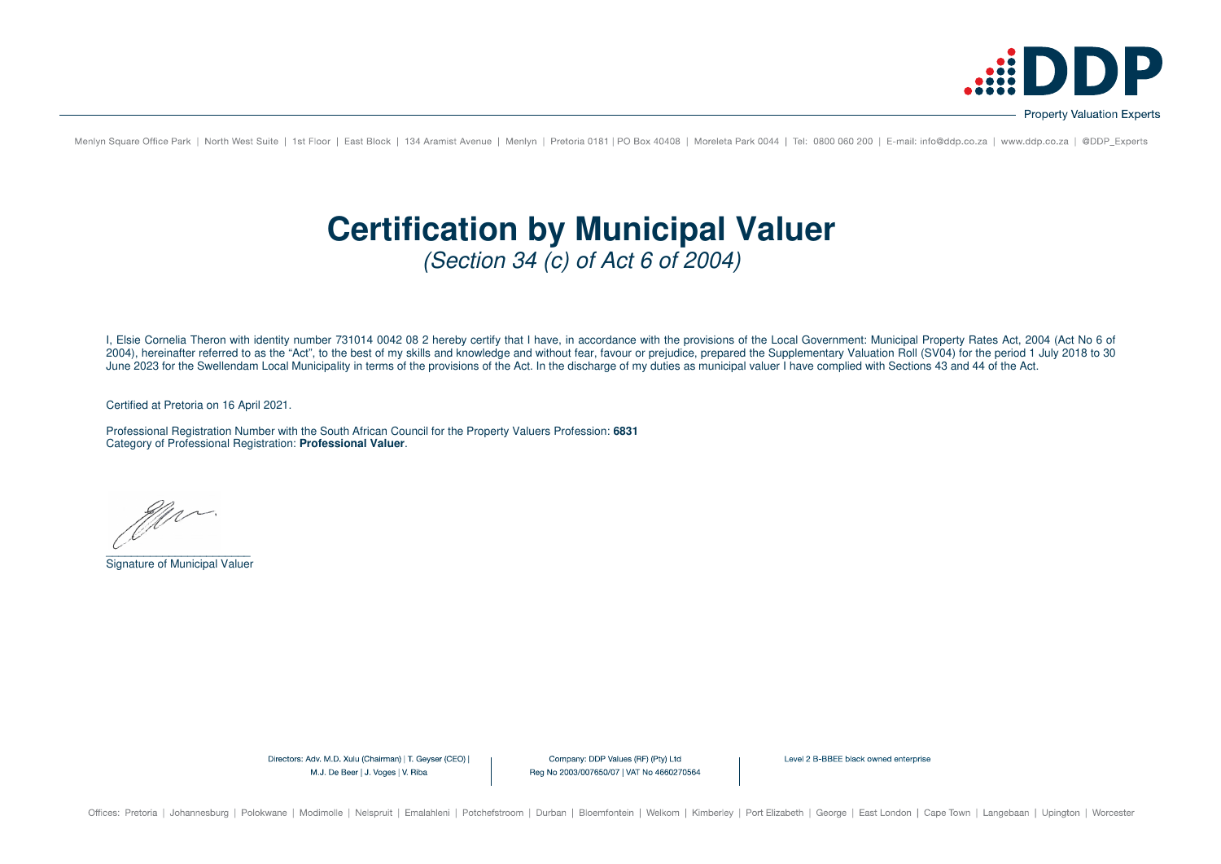# Certification by Municipal Valuer

*(Section 34 (c) of Act 6 of 2004)*

I, Elsie Cornelia Theron with identity number 731014 0042 08 2 hereby certify that I have, in accordance with the provisions of the Local Government: Municipal Property Rates Act, 2004 (Act No 6 of 2004), hereinafter referred to as the "Act", to the best of my skills and knowledge and without fear, favour or prejudice, prepared the Supplementary Valuation Roll (SV04) for the period 1 July 2018 to 30 June 2023 for the Swellendam Local Municipality in terms of the provisions of the Act. In the discharge of my duties as municipal valuer I have complied with Sections 43 and 44 of the Act.

Certified at Pretoria on 16 April 2021.

Professional Registration Number with the South African Council for the Property Valuers Profession: **6831**
Category of Professional Registration: **Professional Valuer**.

\_\_\_\_\_\_\_\_\_\_\_\_\_\_\_\_\_\_\_\_\_\_\_\_
Signature of Municipal Valuer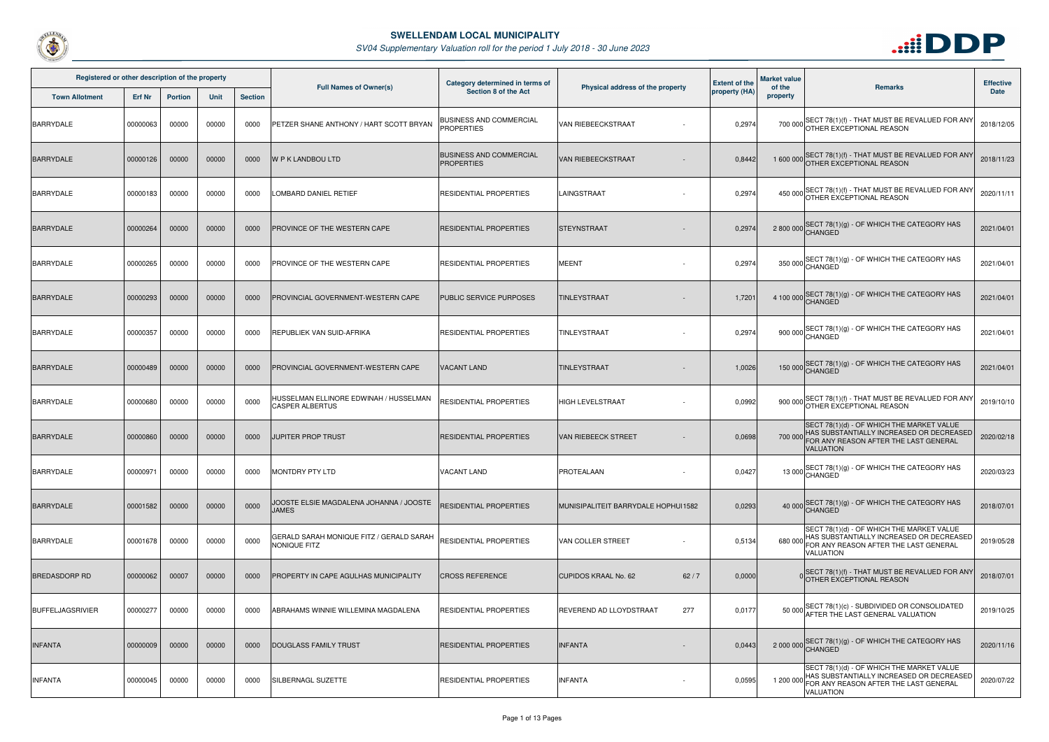# SWELLENDAM LOCAL MUNICIPALITY

*SV04 Supplementary Valuation roll for the period 1 July 2018 - 30 June 2023*

| Registered or other description of the property | | | | | Full Names of Owner(s) | Category determined in terms of Section 8 of the Act | Physical address of the property | | Extent of the property (HA) | Market value of the property | Remarks | Effective Date |
|---|---|---|---|---|---|---|---|---|---|---|---|---|
| Town Allotment | Erf Nr | Portion | Unit | Section | | | | | | | | |
| BARRYDALE | 00000063 | 00000 | 00000 | 0000 | PETZER SHANE ANTHONY / HART SCOTT BRYAN | BUSINESS AND COMMERCIAL PROPERTIES | VAN RIEBEECKSTRAAT | - | 0,2974 | 700 000 | SECT 78(1)(f) - THAT MUST BE REVALUED FOR ANY OTHER EXCEPTIONAL REASON | 2018/12/05 |
| BARRYDALE | 00000126 | 00000 | 00000 | 0000 | W P K LANDBOU LTD | BUSINESS AND COMMERCIAL PROPERTIES | VAN RIEBEECKSTRAAT | - | 0,8442 | 1 600 000 | SECT 78(1)(f) - THAT MUST BE REVALUED FOR ANY OTHER EXCEPTIONAL REASON | 2018/11/23 |
| BARRYDALE | 00000183 | 00000 | 00000 | 0000 | LOMBARD DANIEL RETIEF | RESIDENTIAL PROPERTIES | LAINGSTRAAT | - | 0,2974 | 450 000 | SECT 78(1)(f) - THAT MUST BE REVALUED FOR ANY OTHER EXCEPTIONAL REASON | 2020/11/11 |
| BARRYDALE | 00000264 | 00000 | 00000 | 0000 | PROVINCE OF THE WESTERN CAPE | RESIDENTIAL PROPERTIES | STEYNSTRAAT | - | 0,2974 | 2 800 000 | SECT 78(1)(g) - OF WHICH THE CATEGORY HAS CHANGED | 2021/04/01 |
| BARRYDALE | 00000265 | 00000 | 00000 | 0000 | PROVINCE OF THE WESTERN CAPE | RESIDENTIAL PROPERTIES | MEENT | - | 0,2974 | 350 000 | SECT 78(1)(g) - OF WHICH THE CATEGORY HAS CHANGED | 2021/04/01 |
| BARRYDALE | 00000293 | 00000 | 00000 | 0000 | PROVINCIAL GOVERNMENT-WESTERN CAPE | PUBLIC SERVICE PURPOSES | TINLEYSTRAAT | - | 1,7201 | 4 100 000 | SECT 78(1)(g) - OF WHICH THE CATEGORY HAS CHANGED | 2021/04/01 |
| BARRYDALE | 00000357 | 00000 | 00000 | 0000 | REPUBLIEK VAN SUID-AFRIKA | RESIDENTIAL PROPERTIES | TINLEYSTRAAT | - | 0,2974 | 900 000 | SECT 78(1)(g) - OF WHICH THE CATEGORY HAS CHANGED | 2021/04/01 |
| BARRYDALE | 00000489 | 00000 | 00000 | 0000 | PROVINCIAL GOVERNMENT-WESTERN CAPE | VACANT LAND | TINLEYSTRAAT | - | 1,0026 | 150 000 | SECT 78(1)(g) - OF WHICH THE CATEGORY HAS CHANGED | 2021/04/01 |
| BARRYDALE | 00000680 | 00000 | 00000 | 0000 | HUSSELMAN ELLINORE EDWINAH / HUSSELMAN CASPER ALBERTUS | RESIDENTIAL PROPERTIES | HIGH LEVELSTRAAT | - | 0,0992 | 900 000 | SECT 78(1)(f) - THAT MUST BE REVALUED FOR ANY OTHER EXCEPTIONAL REASON | 2019/10/10 |
| BARRYDALE | 00000860 | 00000 | 00000 | 0000 | JUPITER PROP TRUST | RESIDENTIAL PROPERTIES | VAN RIEBEECK STREET | - | 0,0698 | 700 000 | SECT 78(1)(d) - OF WHICH THE MARKET VALUE HAS SUBSTANTIALLY INCREASED OR DECREASED FOR ANY REASON AFTER THE LAST GENERAL VALUATION | 2020/02/18 |
| BARRYDALE | 00000971 | 00000 | 00000 | 0000 | MONTDRY PTY LTD | VACANT LAND | PROTEALAAN | - | 0,0427 | 13 000 | SECT 78(1)(g) - OF WHICH THE CATEGORY HAS CHANGED | 2020/03/23 |
| BARRYDALE | 00001582 | 00000 | 00000 | 0000 | JOOSTE ELSIE MAGDALENA JOHANNA / JOOSTE JAMES | RESIDENTIAL PROPERTIES | MUNISIPALITEIT BARRYDALE HOPHUI | 1582 | 0,0293 | 40 000 | SECT 78(1)(g) - OF WHICH THE CATEGORY HAS CHANGED | 2018/07/01 |
| BARRYDALE | 00001678 | 00000 | 00000 | 0000 | GERALD SARAH MONIQUE FITZ / GERALD SARAH NONIQUE FITZ | RESIDENTIAL PROPERTIES | VAN COLLER STREET | - | 0,5134 | 680 000 | SECT 78(1)(d) - OF WHICH THE MARKET VALUE HAS SUBSTANTIALLY INCREASED OR DECREASED FOR ANY REASON AFTER THE LAST GENERAL VALUATION | 2019/05/28 |
| BREDASDORP RD | 00000062 | 00007 | 00000 | 0000 | PROPERTY IN CAPE AGULHAS MUNICIPALITY | CROSS REFERENCE | CUPIDOS KRAAL No. 62 | 62 / 7 | 0,0000 | 0 | SECT 78(1)(f) - THAT MUST BE REVALUED FOR ANY OTHER EXCEPTIONAL REASON | 2018/07/01 |
| BUFFELJAGSRIVIER | 00000277 | 00000 | 00000 | 0000 | ABRAHAMS WINNIE WILLEMINA MAGDALENA | RESIDENTIAL PROPERTIES | REVEREND AD LLOYDSTRAAT | 277 | 0,0177 | 50 000 | SECT 78(1)(c) - SUBDIVIDED OR CONSOLIDATED AFTER THE LAST GENERAL VALUATION | 2019/10/25 |
| INFANTA | 00000009 | 00000 | 00000 | 0000 | DOUGLASS FAMILY TRUST | RESIDENTIAL PROPERTIES | INFANTA | - | 0,0443 | 2 000 000 | SECT 78(1)(g) - OF WHICH THE CATEGORY HAS CHANGED | 2020/11/16 |
| INFANTA | 00000045 | 00000 | 00000 | 0000 | SILBERNAGL SUZETTE | RESIDENTIAL PROPERTIES | INFANTA | - | 0,0595 | 1 200 000 | SECT 78(1)(d) - OF WHICH THE MARKET VALUE HAS SUBSTANTIALLY INCREASED OR DECREASED FOR ANY REASON AFTER THE LAST GENERAL VALUATION | 2020/07/22 |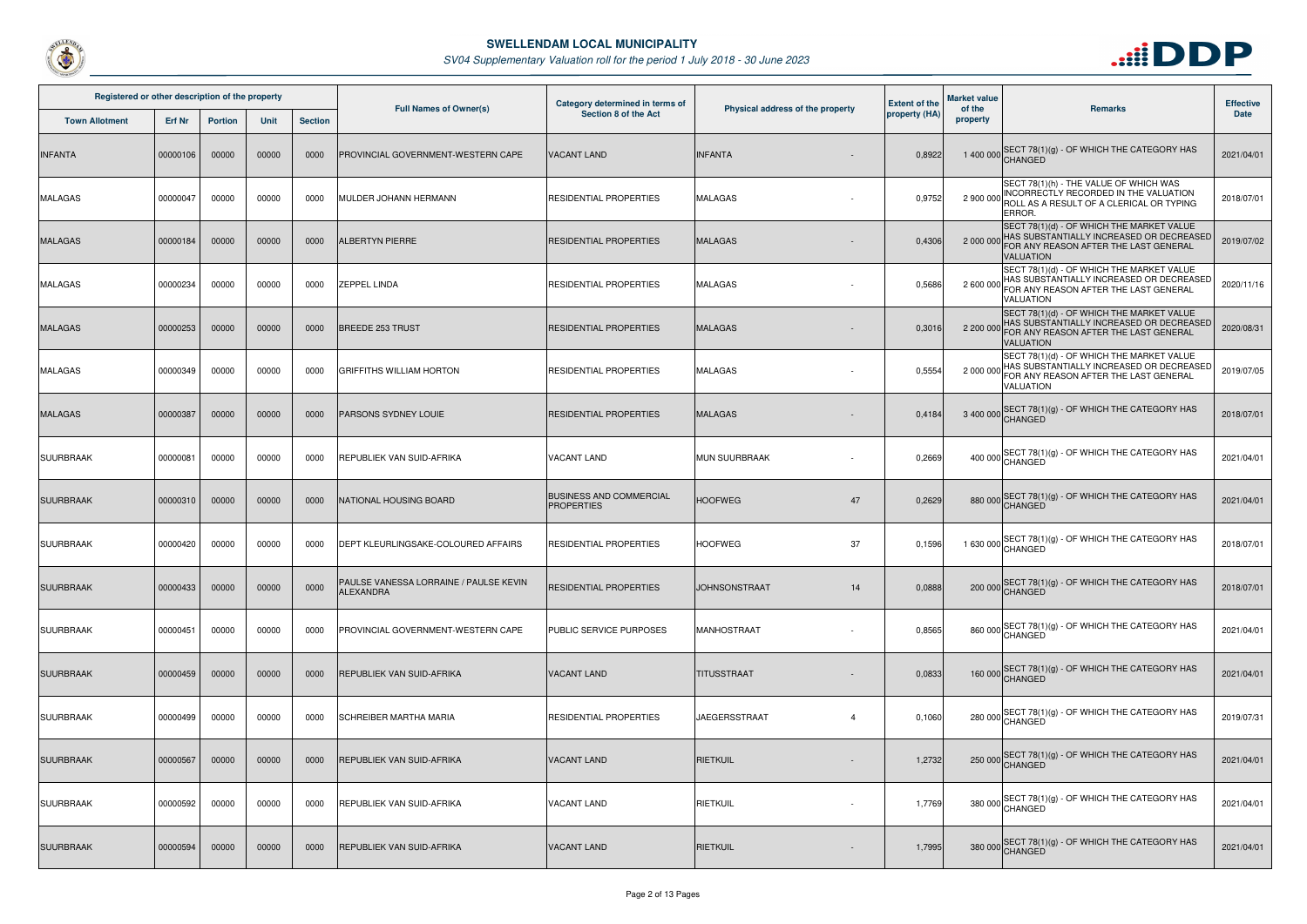# SWELLENDAM LOCAL MUNICIPALITY

*SV04 Supplementary Valuation roll for the period 1 July 2018 - 30 June 2023*

| Registered or other description of the property | | | | | Full Names of Owner(s) | Category determined in terms of Section 8 of the Act | Physical address of the property | | Extent of the property (HA) | Market value of the property | Remarks | Effective Date |
|---|---|---|---|---|---|---|---|---|---|---|---|---|
| Town Allotment | Erf Nr | Portion | Unit | Section | | | | | | | | |
| INFANTA | 00000106 | 00000 | 00000 | 0000 | PROVINCIAL GOVERNMENT-WESTERN CAPE | VACANT LAND | INFANTA | - | 0,8922 | 1 400 000 | SECT 78(1)(g) - OF WHICH THE CATEGORY HAS CHANGED | 2021/04/01 |
| MALAGAS | 00000047 | 00000 | 00000 | 0000 | MULDER JOHANN HERMANN | RESIDENTIAL PROPERTIES | MALAGAS | - | 0,9752 | 2 900 000 | SECT 78(1)(h) - THE VALUE OF WHICH WAS INCORRECTLY RECORDED IN THE VALUATION ROLL AS A RESULT OF A CLERICAL OR TYPING ERROR. | 2018/07/01 |
| MALAGAS | 00000184 | 00000 | 00000 | 0000 | ALBERTYN PIERRE | RESIDENTIAL PROPERTIES | MALAGAS | - | 0,4306 | 2 000 000 | SECT 78(1)(d) - OF WHICH THE MARKET VALUE HAS SUBSTANTIALLY INCREASED OR DECREASED FOR ANY REASON AFTER THE LAST GENERAL VALUATION | 2019/07/02 |
| MALAGAS | 00000234 | 00000 | 00000 | 0000 | ZEPPEL LINDA | RESIDENTIAL PROPERTIES | MALAGAS | - | 0,5686 | 2 600 000 | SECT 78(1)(d) - OF WHICH THE MARKET VALUE HAS SUBSTANTIALLY INCREASED OR DECREASED FOR ANY REASON AFTER THE LAST GENERAL VALUATION | 2020/11/16 |
| MALAGAS | 00000253 | 00000 | 00000 | 0000 | BREEDE 253 TRUST | RESIDENTIAL PROPERTIES | MALAGAS | - | 0,3016 | 2 200 000 | SECT 78(1)(d) - OF WHICH THE MARKET VALUE HAS SUBSTANTIALLY INCREASED OR DECREASED FOR ANY REASON AFTER THE LAST GENERAL VALUATION | 2020/08/31 |
| MALAGAS | 00000349 | 00000 | 00000 | 0000 | GRIFFITHS WILLIAM HORTON | RESIDENTIAL PROPERTIES | MALAGAS | - | 0,5554 | 2 000 000 | SECT 78(1)(d) - OF WHICH THE MARKET VALUE HAS SUBSTANTIALLY INCREASED OR DECREASED FOR ANY REASON AFTER THE LAST GENERAL VALUATION | 2019/07/05 |
| MALAGAS | 00000387 | 00000 | 00000 | 0000 | PARSONS SYDNEY LOUIE | RESIDENTIAL PROPERTIES | MALAGAS | - | 0,4184 | 3 400 000 | SECT 78(1)(g) - OF WHICH THE CATEGORY HAS CHANGED | 2018/07/01 |
| SUURBRAAK | 00000081 | 00000 | 00000 | 0000 | REPUBLIEK VAN SUID-AFRIKA | VACANT LAND | MUN SUURBRAAK | - | 0,2669 | 400 000 | SECT 78(1)(g) - OF WHICH THE CATEGORY HAS CHANGED | 2021/04/01 |
| SUURBRAAK | 00000310 | 00000 | 00000 | 0000 | NATIONAL HOUSING BOARD | BUSINESS AND COMMERCIAL PROPERTIES | HOOFWEG | 47 | 0,2629 | 880 000 | SECT 78(1)(g) - OF WHICH THE CATEGORY HAS CHANGED | 2021/04/01 |
| SUURBRAAK | 00000420 | 00000 | 00000 | 0000 | DEPT KLEURLINGSAKE-COLOURED AFFAIRS | RESIDENTIAL PROPERTIES | HOOFWEG | 37 | 0,1596 | 1 630 000 | SECT 78(1)(g) - OF WHICH THE CATEGORY HAS CHANGED | 2018/07/01 |
| SUURBRAAK | 00000433 | 00000 | 00000 | 0000 | PAULSE VANESSA LORRAINE / PAULSE KEVIN ALEXANDRA | RESIDENTIAL PROPERTIES | JOHNSONSTRAAT | 14 | 0,0888 | 200 000 | SECT 78(1)(g) - OF WHICH THE CATEGORY HAS CHANGED | 2018/07/01 |
| SUURBRAAK | 00000451 | 00000 | 00000 | 0000 | PROVINCIAL GOVERNMENT-WESTERN CAPE | PUBLIC SERVICE PURPOSES | MANHOSTRAAT | - | 0,8565 | 860 000 | SECT 78(1)(g) - OF WHICH THE CATEGORY HAS CHANGED | 2021/04/01 |
| SUURBRAAK | 00000459 | 00000 | 00000 | 0000 | REPUBLIEK VAN SUID-AFRIKA | VACANT LAND | TITUSSTRAAT | - | 0,0833 | 160 000 | SECT 78(1)(g) - OF WHICH THE CATEGORY HAS CHANGED | 2021/04/01 |
| SUURBRAAK | 00000499 | 00000 | 00000 | 0000 | SCHREIBER MARTHA MARIA | RESIDENTIAL PROPERTIES | JAEGERSSTRAAT | 4 | 0,1060 | 280 000 | SECT 78(1)(g) - OF WHICH THE CATEGORY HAS CHANGED | 2019/07/31 |
| SUURBRAAK | 00000567 | 00000 | 00000 | 0000 | REPUBLIEK VAN SUID-AFRIKA | VACANT LAND | RIETKUIL | - | 1,2732 | 250 000 | SECT 78(1)(g) - OF WHICH THE CATEGORY HAS CHANGED | 2021/04/01 |
| SUURBRAAK | 00000592 | 00000 | 00000 | 0000 | REPUBLIEK VAN SUID-AFRIKA | VACANT LAND | RIETKUIL | - | 1,7769 | 380 000 | SECT 78(1)(g) - OF WHICH THE CATEGORY HAS CHANGED | 2021/04/01 |
| SUURBRAAK | 00000594 | 00000 | 00000 | 0000 | REPUBLIEK VAN SUID-AFRIKA | VACANT LAND | RIETKUIL | - | 1,7995 | 380 000 | SECT 78(1)(g) - OF WHICH THE CATEGORY HAS CHANGED | 2021/04/01 |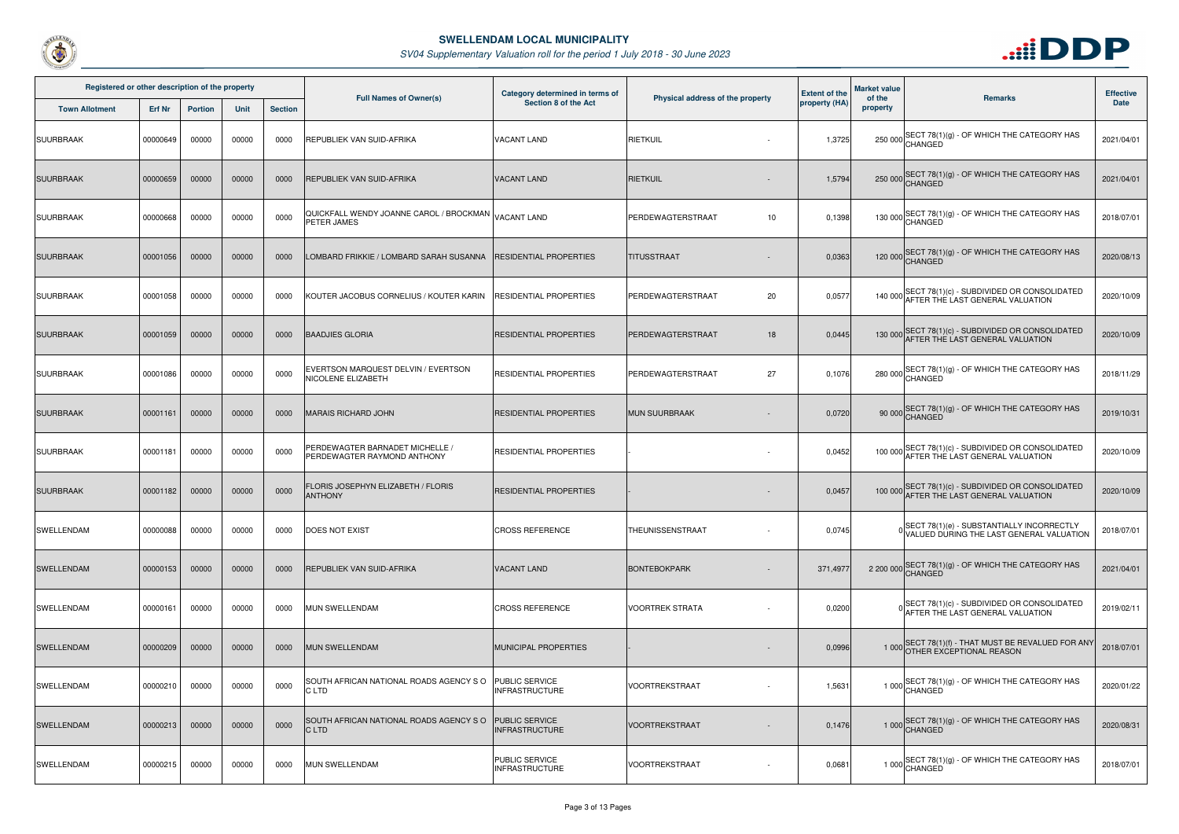# SWELLENDAM LOCAL MUNICIPALITY

*SV04 Supplementary Valuation roll for the period 1 July 2018 - 30 June 2023*

| Registered or other description of the property | | | | | Full Names of Owner(s) | Category determined in terms of Section 8 of the Act | Physical address of the property | | Extent of the property (HA) | Market value of the property | Remarks | Effective Date |
|---|---|---|---|---|---|---|---|---|---|---|---|---|
| Town Allotment | Erf Nr | Portion | Unit | Section | | | | | | | | |
| SUURBRAAK | 00000649 | 00000 | 00000 | 0000 | REPUBLIEK VAN SUID-AFRIKA | VACANT LAND | RIETKUIL | - | 1,3725 | 250 000 | SECT 78(1)(g) - OF WHICH THE CATEGORY HAS CHANGED | 2021/04/01 |
| SUURBRAAK | 00000659 | 00000 | 00000 | 0000 | REPUBLIEK VAN SUID-AFRIKA | VACANT LAND | RIETKUIL | - | 1,5794 | 250 000 | SECT 78(1)(g) - OF WHICH THE CATEGORY HAS CHANGED | 2021/04/01 |
| SUURBRAAK | 00000668 | 00000 | 00000 | 0000 | QUICKFALL WENDY JOANNE CAROL / BROCKMAN PETER JAMES | VACANT LAND | PERDEWAGTERSTRAAT | 10 | 0,1398 | 130 000 | SECT 78(1)(g) - OF WHICH THE CATEGORY HAS CHANGED | 2018/07/01 |
| SUURBRAAK | 00001056 | 00000 | 00000 | 0000 | LOMBARD FRIKKIE / LOMBARD SARAH SUSANNA | RESIDENTIAL PROPERTIES | TITUSSTRAAT | - | 0,0363 | 120 000 | SECT 78(1)(g) - OF WHICH THE CATEGORY HAS CHANGED | 2020/08/13 |
| SUURBRAAK | 00001058 | 00000 | 00000 | 0000 | KOUTER JACOBUS CORNELIUS / KOUTER KARIN | RESIDENTIAL PROPERTIES | PERDEWAGTERSTRAAT | 20 | 0,0577 | 140 000 | SECT 78(1)(c) - SUBDIVIDED OR CONSOLIDATED AFTER THE LAST GENERAL VALUATION | 2020/10/09 |
| SUURBRAAK | 00001059 | 00000 | 00000 | 0000 | BAADJIES GLORIA | RESIDENTIAL PROPERTIES | PERDEWAGTERSTRAAT | 18 | 0,0445 | 130 000 | SECT 78(1)(c) - SUBDIVIDED OR CONSOLIDATED AFTER THE LAST GENERAL VALUATION | 2020/10/09 |
| SUURBRAAK | 00001086 | 00000 | 00000 | 0000 | EVERTSON MARQUEST DELVIN / EVERTSON NICOLENE ELIZABETH | RESIDENTIAL PROPERTIES | PERDEWAGTERSTRAAT | 27 | 0,1076 | 280 000 | SECT 78(1)(g) - OF WHICH THE CATEGORY HAS CHANGED | 2018/11/29 |
| SUURBRAAK | 00001161 | 00000 | 00000 | 0000 | MARAIS RICHARD JOHN | RESIDENTIAL PROPERTIES | MUN SUURBRAAK | - | 0,0720 | 90 000 | SECT 78(1)(g) - OF WHICH THE CATEGORY HAS CHANGED | 2019/10/31 |
| SUURBRAAK | 00001181 | 00000 | 00000 | 0000 | PERDEWAGTER BARNADET MICHELLE / PERDEWAGTER RAYMOND ANTHONY | RESIDENTIAL PROPERTIES | - | - | 0,0452 | 100 000 | SECT 78(1)(c) - SUBDIVIDED OR CONSOLIDATED AFTER THE LAST GENERAL VALUATION | 2020/10/09 |
| SUURBRAAK | 00001182 | 00000 | 00000 | 0000 | FLORIS JOSEPHYN ELIZABETH / FLORIS ANTHONY | RESIDENTIAL PROPERTIES | - | - | 0,0457 | 100 000 | SECT 78(1)(c) - SUBDIVIDED OR CONSOLIDATED AFTER THE LAST GENERAL VALUATION | 2020/10/09 |
| SWELLENDAM | 00000088 | 00000 | 00000 | 0000 | DOES NOT EXIST | CROSS REFERENCE | THEUNISSENSTRAAT | - | 0,0745 | 0 | SECT 78(1)(e) - SUBSTANTIALLY INCORRECTLY VALUED DURING THE LAST GENERAL VALUATION | 2018/07/01 |
| SWELLENDAM | 00000153 | 00000 | 00000 | 0000 | REPUBLIEK VAN SUID-AFRIKA | VACANT LAND | BONTEBOKPARK | - | 371,4977 | 2 200 000 | SECT 78(1)(g) - OF WHICH THE CATEGORY HAS CHANGED | 2021/04/01 |
| SWELLENDAM | 00000161 | 00000 | 00000 | 0000 | MUN SWELLENDAM | CROSS REFERENCE | VOORTREK STRATA | - | 0,0200 | 0 | SECT 78(1)(c) - SUBDIVIDED OR CONSOLIDATED AFTER THE LAST GENERAL VALUATION | 2019/02/11 |
| SWELLENDAM | 00000209 | 00000 | 00000 | 0000 | MUN SWELLENDAM | MUNICIPAL PROPERTIES | - | - | 0,0996 | 1 000 | SECT 78(1)(f) - THAT MUST BE REVALUED FOR ANY OTHER EXCEPTIONAL REASON | 2018/07/01 |
| SWELLENDAM | 00000210 | 00000 | 00000 | 0000 | SOUTH AFRICAN NATIONAL ROADS AGENCY S O C LTD | PUBLIC SERVICE INFRASTRUCTURE | VOORTREKSTRAAT | - | 1,5631 | 1 000 | SECT 78(1)(g) - OF WHICH THE CATEGORY HAS CHANGED | 2020/01/22 |
| SWELLENDAM | 00000213 | 00000 | 00000 | 0000 | SOUTH AFRICAN NATIONAL ROADS AGENCY S O C LTD | PUBLIC SERVICE INFRASTRUCTURE | VOORTREKSTRAAT | - | 0,1476 | 1 000 | SECT 78(1)(g) - OF WHICH THE CATEGORY HAS CHANGED | 2020/08/31 |
| SWELLENDAM | 00000215 | 00000 | 00000 | 0000 | MUN SWELLENDAM | PUBLIC SERVICE INFRASTRUCTURE | VOORTREKSTRAAT | - | 0,0681 | 1 000 | SECT 78(1)(g) - OF WHICH THE CATEGORY HAS CHANGED | 2018/07/01 |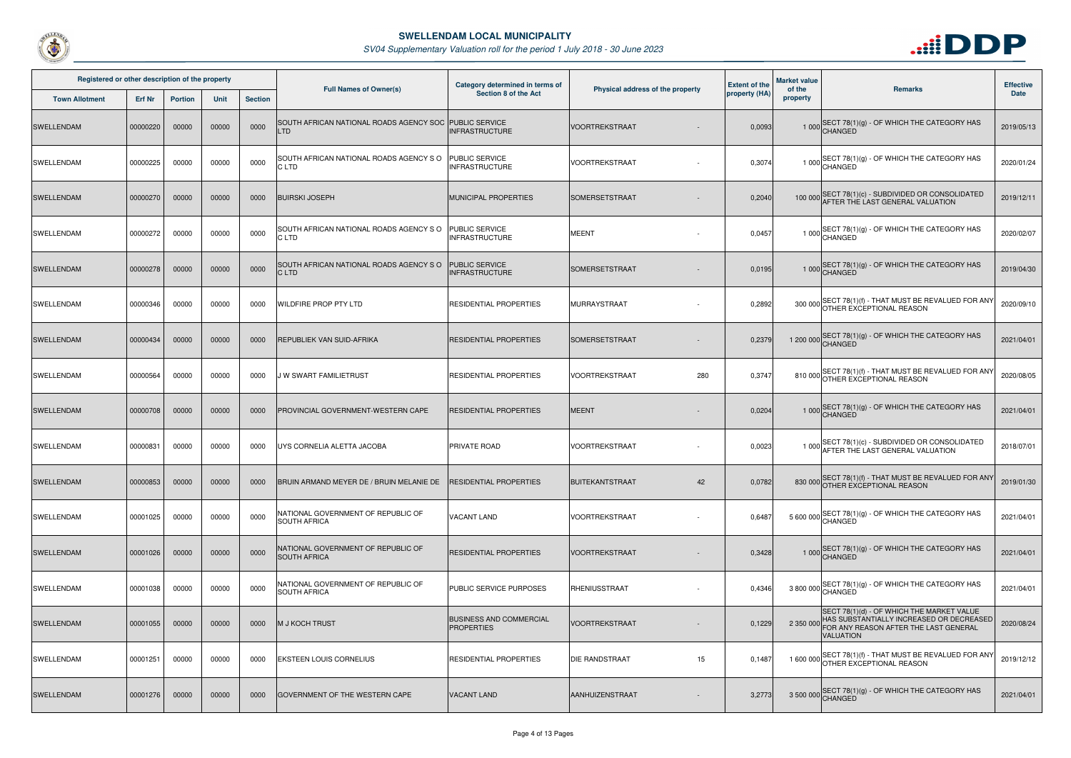# SWELLENDAM LOCAL MUNICIPALITY

*SV04 Supplementary Valuation roll for the period 1 July 2018 - 30 June 2023*

| Registered or other description of the property | | | | | Full Names of Owner(s) | Category determined in terms of Section 8 of the Act | Physical address of the property | | Extent of the property (HA) | Market value of the property | Remarks | Effective Date |
|---|---|---|---|---|---|---|---|---|---|---|---|---|
| Town Allotment | Erf Nr | Portion | Unit | Section | | | | | | | | |
| SWELLENDAM | 00000220 | 00000 | 00000 | 0000 | SOUTH AFRICAN NATIONAL ROADS AGENCY SOC LTD | PUBLIC SERVICE INFRASTRUCTURE | VOORTREKSTRAAT | - | 0,0093 | 1 000 | SECT 78(1)(g) - OF WHICH THE CATEGORY HAS CHANGED | 2019/05/13 |
| SWELLENDAM | 00000225 | 00000 | 00000 | 0000 | SOUTH AFRICAN NATIONAL ROADS AGENCY S O C LTD | PUBLIC SERVICE INFRASTRUCTURE | VOORTREKSTRAAT | - | 0,3074 | 1 000 | SECT 78(1)(g) - OF WHICH THE CATEGORY HAS CHANGED | 2020/01/24 |
| SWELLENDAM | 00000270 | 00000 | 00000 | 0000 | BUIRSKI JOSEPH | MUNICIPAL PROPERTIES | SOMERSETSTRAAT | - | 0,2040 | 100 000 | SECT 78(1)(c) - SUBDIVIDED OR CONSOLIDATED AFTER THE LAST GENERAL VALUATION | 2019/12/11 |
| SWELLENDAM | 00000272 | 00000 | 00000 | 0000 | SOUTH AFRICAN NATIONAL ROADS AGENCY S O C LTD | PUBLIC SERVICE INFRASTRUCTURE | MEENT | - | 0,0457 | 1 000 | SECT 78(1)(g) - OF WHICH THE CATEGORY HAS CHANGED | 2020/02/07 |
| SWELLENDAM | 00000278 | 00000 | 00000 | 0000 | SOUTH AFRICAN NATIONAL ROADS AGENCY S O C LTD | PUBLIC SERVICE INFRASTRUCTURE | SOMERSETSTRAAT | - | 0,0195 | 1 000 | SECT 78(1)(g) - OF WHICH THE CATEGORY HAS CHANGED | 2019/04/30 |
| SWELLENDAM | 00000346 | 00000 | 00000 | 0000 | WILDFIRE PROP PTY LTD | RESIDENTIAL PROPERTIES | MURRAYSTRAAT | - | 0,2892 | 300 000 | SECT 78(1)(f) - THAT MUST BE REVALUED FOR ANY OTHER EXCEPTIONAL REASON | 2020/09/10 |
| SWELLENDAM | 00000434 | 00000 | 00000 | 0000 | REPUBLIEK VAN SUID-AFRIKA | RESIDENTIAL PROPERTIES | SOMERSETSTRAAT | - | 0,2379 | 1 200 000 | SECT 78(1)(g) - OF WHICH THE CATEGORY HAS CHANGED | 2021/04/01 |
| SWELLENDAM | 00000564 | 00000 | 00000 | 0000 | J W SWART FAMILIETRUST | RESIDENTIAL PROPERTIES | VOORTREKSTRAAT | 280 | 0,3747 | 810 000 | SECT 78(1)(f) - THAT MUST BE REVALUED FOR ANY OTHER EXCEPTIONAL REASON | 2020/08/05 |
| SWELLENDAM | 00000708 | 00000 | 00000 | 0000 | PROVINCIAL GOVERNMENT-WESTERN CAPE | RESIDENTIAL PROPERTIES | MEENT | - | 0,0204 | 1 000 | SECT 78(1)(g) - OF WHICH THE CATEGORY HAS CHANGED | 2021/04/01 |
| SWELLENDAM | 00000831 | 00000 | 00000 | 0000 | UYS CORNELIA ALETTA JACOBA | PRIVATE ROAD | VOORTREKSTRAAT | - | 0,0023 | 1 000 | SECT 78(1)(c) - SUBDIVIDED OR CONSOLIDATED AFTER THE LAST GENERAL VALUATION | 2018/07/01 |
| SWELLENDAM | 00000853 | 00000 | 00000 | 0000 | BRUIN ARMAND MEYER DE / BRUIN MELANIE DE | RESIDENTIAL PROPERTIES | BUITEKANTSTRAAT | 42 | 0,0782 | 830 000 | SECT 78(1)(f) - THAT MUST BE REVALUED FOR ANY OTHER EXCEPTIONAL REASON | 2019/01/30 |
| SWELLENDAM | 00001025 | 00000 | 00000 | 0000 | NATIONAL GOVERNMENT OF REPUBLIC OF SOUTH AFRICA | VACANT LAND | VOORTREKSTRAAT | - | 0,6487 | 5 600 000 | SECT 78(1)(g) - OF WHICH THE CATEGORY HAS CHANGED | 2021/04/01 |
| SWELLENDAM | 00001026 | 00000 | 00000 | 0000 | NATIONAL GOVERNMENT OF REPUBLIC OF SOUTH AFRICA | RESIDENTIAL PROPERTIES | VOORTREKSTRAAT | - | 0,3428 | 1 000 | SECT 78(1)(g) - OF WHICH THE CATEGORY HAS CHANGED | 2021/04/01 |
| SWELLENDAM | 00001038 | 00000 | 00000 | 0000 | NATIONAL GOVERNMENT OF REPUBLIC OF SOUTH AFRICA | PUBLIC SERVICE PURPOSES | RHENIUSSTRAAT | - | 0,4346 | 3 800 000 | SECT 78(1)(g) - OF WHICH THE CATEGORY HAS CHANGED | 2021/04/01 |
| SWELLENDAM | 00001055 | 00000 | 00000 | 0000 | M J KOCH TRUST | BUSINESS AND COMMERCIAL PROPERTIES | VOORTREKSTRAAT | - | 0,1229 | 2 350 000 | SECT 78(1)(d) - OF WHICH THE MARKET VALUE HAS SUBSTANTIALLY INCREASED OR DECREASED FOR ANY REASON AFTER THE LAST GENERAL VALUATION | 2020/08/24 |
| SWELLENDAM | 00001251 | 00000 | 00000 | 0000 | EKSTEEN LOUIS CORNELIUS | RESIDENTIAL PROPERTIES | DIE RANDSTRAAT | 15 | 0,1487 | 1 600 000 | SECT 78(1)(f) - THAT MUST BE REVALUED FOR ANY OTHER EXCEPTIONAL REASON | 2019/12/12 |
| SWELLENDAM | 00001276 | 00000 | 00000 | 0000 | GOVERNMENT OF THE WESTERN CAPE | VACANT LAND | AANHUIZENSTRAAT | - | 3,2773 | 3 500 000 | SECT 78(1)(g) - OF WHICH THE CATEGORY HAS CHANGED | 2021/04/01 |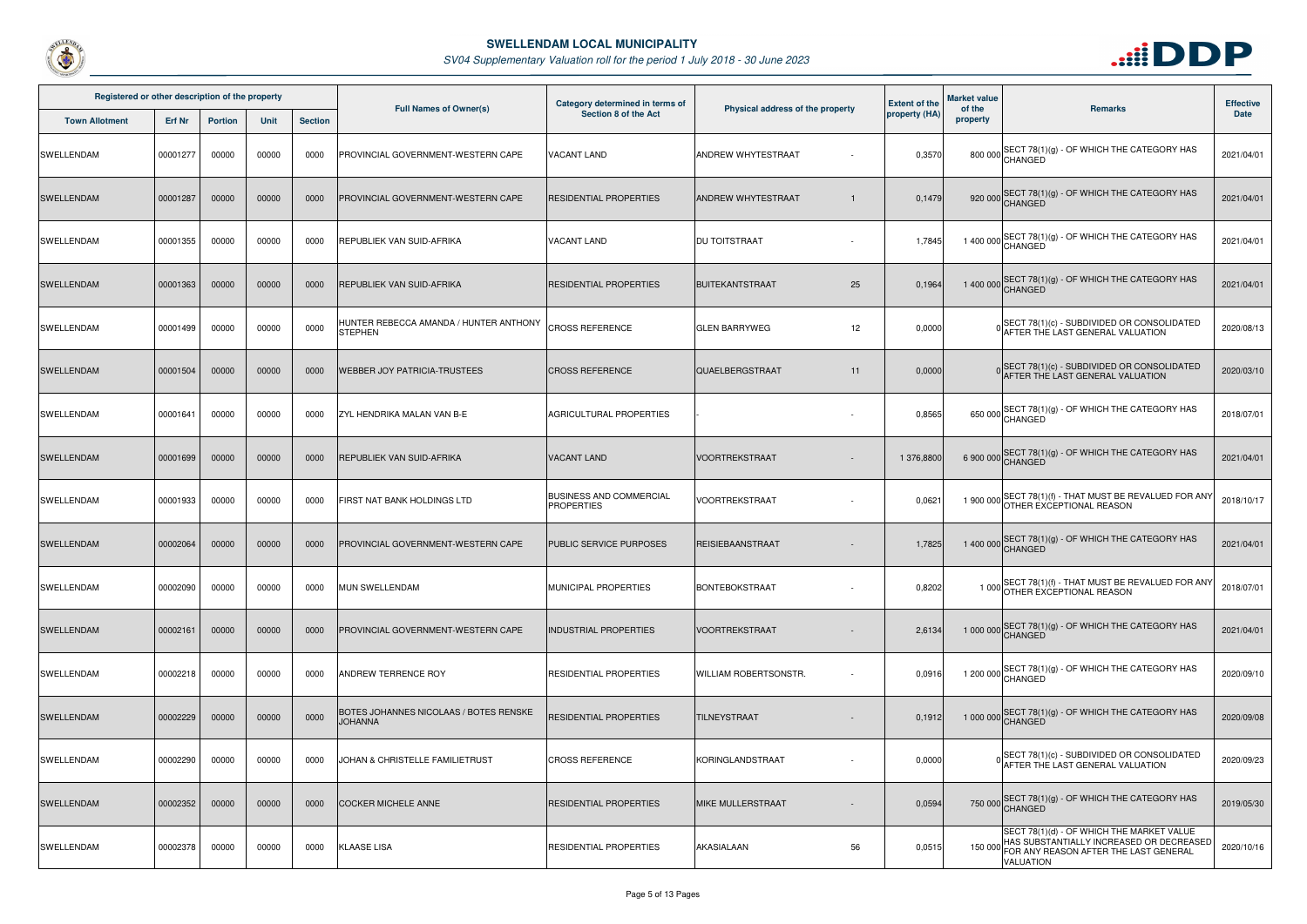# SWELLENDAM LOCAL MUNICIPALITY

*SV04 Supplementary Valuation roll for the period 1 July 2018 - 30 June 2023*

| Registered or other description of the property | | | | | Full Names of Owner(s) | Category determined in terms of Section 8 of the Act | Physical address of the property | | Extent of the property (HA) | Market value of the property | Remarks | Effective Date |
|---|---|---|---|---|---|---|---|---|---|---|---|---|
| Town Allotment | Erf Nr | Portion | Unit | Section | | | | | | | | |
| SWELLENDAM | 00001277 | 00000 | 00000 | 0000 | PROVINCIAL GOVERNMENT-WESTERN CAPE | VACANT LAND | ANDREW WHYTESTRAAT | - | 0,3570 | 800 000 | SECT 78(1)(g) - OF WHICH THE CATEGORY HAS CHANGED | 2021/04/01 |
| SWELLENDAM | 00001287 | 00000 | 00000 | 0000 | PROVINCIAL GOVERNMENT-WESTERN CAPE | RESIDENTIAL PROPERTIES | ANDREW WHYTESTRAAT | 1 | 0,1479 | 920 000 | SECT 78(1)(g) - OF WHICH THE CATEGORY HAS CHANGED | 2021/04/01 |
| SWELLENDAM | 00001355 | 00000 | 00000 | 0000 | REPUBLIEK VAN SUID-AFRIKA | VACANT LAND | DU TOITSTRAAT | - | 1,7845 | 1 400 000 | SECT 78(1)(g) - OF WHICH THE CATEGORY HAS CHANGED | 2021/04/01 |
| SWELLENDAM | 00001363 | 00000 | 00000 | 0000 | REPUBLIEK VAN SUID-AFRIKA | RESIDENTIAL PROPERTIES | BUITEKANTSTRAAT | 25 | 0,1964 | 1 400 000 | SECT 78(1)(g) - OF WHICH THE CATEGORY HAS CHANGED | 2021/04/01 |
| SWELLENDAM | 00001499 | 00000 | 00000 | 0000 | HUNTER REBECCA AMANDA / HUNTER ANTHONY STEPHEN | CROSS REFERENCE | GLEN BARRYWEG | 12 | 0,0000 | 0 | SECT 78(1)(c) - SUBDIVIDED OR CONSOLIDATED AFTER THE LAST GENERAL VALUATION | 2020/08/13 |
| SWELLENDAM | 00001504 | 00000 | 00000 | 0000 | WEBBER JOY PATRICIA-TRUSTEES | CROSS REFERENCE | QUAELBERGSTRAAT | 11 | 0,0000 | 0 | SECT 78(1)(c) - SUBDIVIDED OR CONSOLIDATED AFTER THE LAST GENERAL VALUATION | 2020/03/10 |
| SWELLENDAM | 00001641 | 00000 | 00000 | 0000 | ZYL HENDRIKA MALAN VAN B-E | AGRICULTURAL PROPERTIES | - | - | 0,8565 | 650 000 | SECT 78(1)(g) - OF WHICH THE CATEGORY HAS CHANGED | 2018/07/01 |
| SWELLENDAM | 00001699 | 00000 | 00000 | 0000 | REPUBLIEK VAN SUID-AFRIKA | VACANT LAND | VOORTREKSTRAAT | - | 1 376,8800 | 6 900 000 | SECT 78(1)(g) - OF WHICH THE CATEGORY HAS CHANGED | 2021/04/01 |
| SWELLENDAM | 00001933 | 00000 | 00000 | 0000 | FIRST NAT BANK HOLDINGS LTD | BUSINESS AND COMMERCIAL PROPERTIES | VOORTREKSTRAAT | - | 0,0621 | 1 900 000 | SECT 78(1)(f) - THAT MUST BE REVALUED FOR ANY OTHER EXCEPTIONAL REASON | 2018/10/17 |
| SWELLENDAM | 00002064 | 00000 | 00000 | 0000 | PROVINCIAL GOVERNMENT-WESTERN CAPE | PUBLIC SERVICE PURPOSES | REISIEBAANSTRAAT | - | 1,7825 | 1 400 000 | SECT 78(1)(g) - OF WHICH THE CATEGORY HAS CHANGED | 2021/04/01 |
| SWELLENDAM | 00002090 | 00000 | 00000 | 0000 | MUN SWELLENDAM | MUNICIPAL PROPERTIES | BONTEBOKSTRAAT | - | 0,8202 | 1 000 | SECT 78(1)(f) - THAT MUST BE REVALUED FOR ANY OTHER EXCEPTIONAL REASON | 2018/07/01 |
| SWELLENDAM | 00002161 | 00000 | 00000 | 0000 | PROVINCIAL GOVERNMENT-WESTERN CAPE | INDUSTRIAL PROPERTIES | VOORTREKSTRAAT | - | 2,6134 | 1 000 000 | SECT 78(1)(g) - OF WHICH THE CATEGORY HAS CHANGED | 2021/04/01 |
| SWELLENDAM | 00002218 | 00000 | 00000 | 0000 | ANDREW TERRENCE ROY | RESIDENTIAL PROPERTIES | WILLIAM ROBERTSONSTR. | - | 0,0916 | 1 200 000 | SECT 78(1)(g) - OF WHICH THE CATEGORY HAS CHANGED | 2020/09/10 |
| SWELLENDAM | 00002229 | 00000 | 00000 | 0000 | BOTES JOHANNES NICOLAAS / BOTES RENSKE JOHANNA | RESIDENTIAL PROPERTIES | TILNEYSTRAAT | - | 0,1912 | 1 000 000 | SECT 78(1)(g) - OF WHICH THE CATEGORY HAS CHANGED | 2020/09/08 |
| SWELLENDAM | 00002290 | 00000 | 00000 | 0000 | JOHAN & CHRISTELLE FAMILIETRUST | CROSS REFERENCE | KORINGLANDSTRAAT | - | 0,0000 | 0 | SECT 78(1)(c) - SUBDIVIDED OR CONSOLIDATED AFTER THE LAST GENERAL VALUATION | 2020/09/23 |
| SWELLENDAM | 00002352 | 00000 | 00000 | 0000 | COCKER MICHELE ANNE | RESIDENTIAL PROPERTIES | MIKE MULLERSTRAAT | - | 0,0594 | 750 000 | SECT 78(1)(g) - OF WHICH THE CATEGORY HAS CHANGED | 2019/05/30 |
| SWELLENDAM | 00002378 | 00000 | 00000 | 0000 | KLAASE LISA | RESIDENTIAL PROPERTIES | AKASIALAAN | 56 | 0,0515 | 150 000 | SECT 78(1)(d) - OF WHICH THE MARKET VALUE HAS SUBSTANTIALLY INCREASED OR DECREASED FOR ANY REASON AFTER THE LAST GENERAL VALUATION | 2020/10/16 |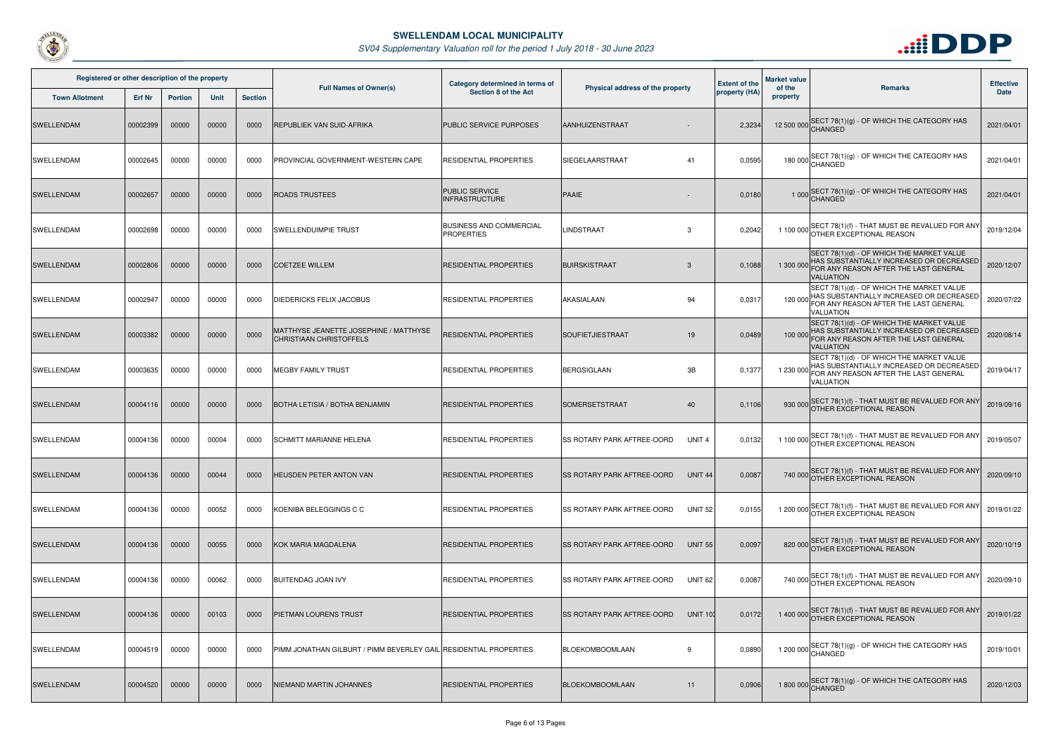# SWELLENDAM LOCAL MUNICIPALITY

*SV04 Supplementary Valuation roll for the period 1 July 2018 - 30 June 2023*

| Registered or other description of the property | | | | | Full Names of Owner(s) | Category determined in terms of Section 8 of the Act | Physical address of the property | | Extent of the property (HA) | Market value of the property | Remarks | Effective Date |
|---|---|---|---|---|---|---|---|---|---|---|---|---|
| Town Allotment | Erf Nr | Portion | Unit | Section | | | | | | | | |
| SWELLENDAM | 00002399 | 00000 | 00000 | 0000 | REPUBLIEK VAN SUID-AFRIKA | PUBLIC SERVICE PURPOSES | AANHUIZENSTRAAT | - | 2,3234 | 12 500 000 | SECT 78(1)(g) - OF WHICH THE CATEGORY HAS CHANGED | 2021/04/01 |
| SWELLENDAM | 00002645 | 00000 | 00000 | 0000 | PROVINCIAL GOVERNMENT-WESTERN CAPE | RESIDENTIAL PROPERTIES | SIEGELAARSTRAAT | 41 | 0,0595 | 180 000 | SECT 78(1)(g) - OF WHICH THE CATEGORY HAS CHANGED | 2021/04/01 |
| SWELLENDAM | 00002657 | 00000 | 00000 | 0000 | ROADS TRUSTEES | PUBLIC SERVICE INFRASTRUCTURE | PAAIE | - | 0,0180 | 1 000 | SECT 78(1)(g) - OF WHICH THE CATEGORY HAS CHANGED | 2021/04/01 |
| SWELLENDAM | 00002698 | 00000 | 00000 | 0000 | SWELLENDUIMPIE TRUST | BUSINESS AND COMMERCIAL PROPERTIES | LINDSTRAAT | 3 | 0,2042 | 1 100 000 | SECT 78(1)(f) - THAT MUST BE REVALUED FOR ANY OTHER EXCEPTIONAL REASON | 2019/12/04 |
| SWELLENDAM | 00002806 | 00000 | 00000 | 0000 | COETZEE WILLEM | RESIDENTIAL PROPERTIES | BUIRSKISTRAAT | 3 | 0,1088 | 1 300 000 | SECT 78(1)(d) - OF WHICH THE MARKET VALUE HAS SUBSTANTIALLY INCREASED OR DECREASED FOR ANY REASON AFTER THE LAST GENERAL VALUATION | 2020/12/07 |
| SWELLENDAM | 00002947 | 00000 | 00000 | 0000 | DIEDERICKS FELIX JACOBUS | RESIDENTIAL PROPERTIES | AKASIALAAN | 94 | 0,0317 | 120 000 | SECT 78(1)(d) - OF WHICH THE MARKET VALUE HAS SUBSTANTIALLY INCREASED OR DECREASED FOR ANY REASON AFTER THE LAST GENERAL VALUATION | 2020/07/22 |
| SWELLENDAM | 00003382 | 00000 | 00000 | 0000 | MATTHYSE JEANETTE JOSEPHINE / MATTHYSE CHRISTIAAN CHRISTOFFELS | RESIDENTIAL PROPERTIES | SOUFIETJIESTRAAT | 19 | 0,0489 | 100 000 | SECT 78(1)(d) - OF WHICH THE MARKET VALUE HAS SUBSTANTIALLY INCREASED OR DECREASED FOR ANY REASON AFTER THE LAST GENERAL VALUATION | 2020/08/14 |
| SWELLENDAM | 00003635 | 00000 | 00000 | 0000 | MEGBY FAMILY TRUST | RESIDENTIAL PROPERTIES | BERGSIGLAAN | 3B | 0,1377 | 1 230 000 | SECT 78(1)(d) - OF WHICH THE MARKET VALUE HAS SUBSTANTIALLY INCREASED OR DECREASED FOR ANY REASON AFTER THE LAST GENERAL VALUATION | 2019/04/17 |
| SWELLENDAM | 00004116 | 00000 | 00000 | 0000 | BOTHA LETISIA / BOTHA BENJAMIN | RESIDENTIAL PROPERTIES | SOMERSETSTRAAT | 40 | 0,1106 | 930 000 | SECT 78(1)(f) - THAT MUST BE REVALUED FOR ANY OTHER EXCEPTIONAL REASON | 2019/09/16 |
| SWELLENDAM | 00004136 | 00000 | 00004 | 0000 | SCHMITT MARIANNE HELENA | RESIDENTIAL PROPERTIES | SS ROTARY PARK AFTREE-OORD | UNIT 4 | 0,0132 | 1 100 000 | SECT 78(1)(f) - THAT MUST BE REVALUED FOR ANY OTHER EXCEPTIONAL REASON | 2019/05/07 |
| SWELLENDAM | 00004136 | 00000 | 00044 | 0000 | HEUSDEN PETER ANTON VAN | RESIDENTIAL PROPERTIES | SS ROTARY PARK AFTREE-OORD | UNIT 44 | 0,0087 | 740 000 | SECT 78(1)(f) - THAT MUST BE REVALUED FOR ANY OTHER EXCEPTIONAL REASON | 2020/09/10 |
| SWELLENDAM | 00004136 | 00000 | 00052 | 0000 | KOENIBA BELEGGINGS C C | RESIDENTIAL PROPERTIES | SS ROTARY PARK AFTREE-OORD | UNIT 52 | 0,0155 | 1 200 000 | SECT 78(1)(f) - THAT MUST BE REVALUED FOR ANY OTHER EXCEPTIONAL REASON | 2019/01/22 |
| SWELLENDAM | 00004136 | 00000 | 00055 | 0000 | KOK MARIA MAGDALENA | RESIDENTIAL PROPERTIES | SS ROTARY PARK AFTREE-OORD | UNIT 55 | 0,0097 | 820 000 | SECT 78(1)(f) - THAT MUST BE REVALUED FOR ANY OTHER EXCEPTIONAL REASON | 2020/10/19 |
| SWELLENDAM | 00004136 | 00000 | 00062 | 0000 | BUITENDAG JOAN IVY | RESIDENTIAL PROPERTIES | SS ROTARY PARK AFTREE-OORD | UNIT 62 | 0,0087 | 740 000 | SECT 78(1)(f) - THAT MUST BE REVALUED FOR ANY OTHER EXCEPTIONAL REASON | 2020/09/10 |
| SWELLENDAM | 00004136 | 00000 | 00103 | 0000 | PIETMAN LOURENS TRUST | RESIDENTIAL PROPERTIES | SS ROTARY PARK AFTREE-OORD | UNIT 103 | 0,0172 | 1 400 000 | SECT 78(1)(f) - THAT MUST BE REVALUED FOR ANY OTHER EXCEPTIONAL REASON | 2019/01/22 |
| SWELLENDAM | 00004519 | 00000 | 00000 | 0000 | PIMM JONATHAN GILBURT / PIMM BEVERLEY GAIL | RESIDENTIAL PROPERTIES | BLOEKOMBOOMLAAN | 9 | 0,0890 | 1 200 000 | SECT 78(1)(g) - OF WHICH THE CATEGORY HAS CHANGED | 2019/10/01 |
| SWELLENDAM | 00004520 | 00000 | 00000 | 0000 | NIEMAND MARTIN JOHANNES | RESIDENTIAL PROPERTIES | BLOEKOMBOOMLAAN | 11 | 0,0906 | 1 800 000 | SECT 78(1)(g) - OF WHICH THE CATEGORY HAS CHANGED | 2020/12/03 |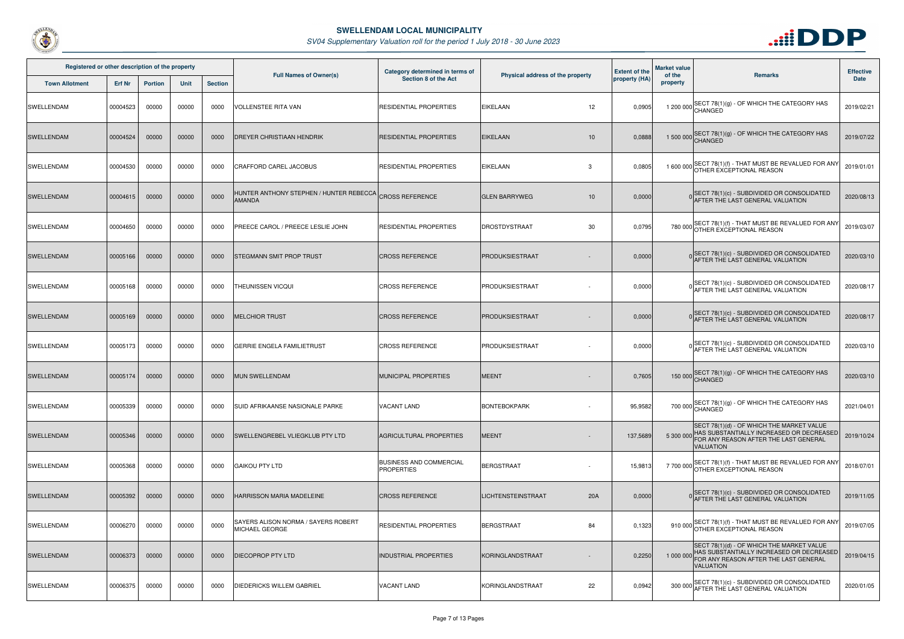# SWELLENDAM LOCAL MUNICIPALITY

*SV04 Supplementary Valuation roll for the period 1 July 2018 - 30 June 2023*

| Registered or other description of the property | | | | | Full Names of Owner(s) | Category determined in terms of Section 8 of the Act | Physical address of the property | | Extent of the property (HA) | Market value of the property | Remarks | Effective Date |
|---|---|---|---|---|---|---|---|---|---|---|---|---|
| Town Allotment | Erf Nr | Portion | Unit | Section | | | | | | | | |
| SWELLENDAM | 00004523 | 00000 | 00000 | 0000 | VOLLENSTEE RITA VAN | RESIDENTIAL PROPERTIES | EIKELAAN | 12 | 0,0905 | 1 200 000 | SECT 78(1)(g) - OF WHICH THE CATEGORY HAS CHANGED | 2019/02/21 |
| SWELLENDAM | 00004524 | 00000 | 00000 | 0000 | DREYER CHRISTIAAN HENDRIK | RESIDENTIAL PROPERTIES | EIKELAAN | 10 | 0,0888 | 1 500 000 | SECT 78(1)(g) - OF WHICH THE CATEGORY HAS CHANGED | 2019/07/22 |
| SWELLENDAM | 00004530 | 00000 | 00000 | 0000 | CRAFFORD CAREL JACOBUS | RESIDENTIAL PROPERTIES | EIKELAAN | 3 | 0,0805 | 1 600 000 | SECT 78(1)(f) - THAT MUST BE REVALUED FOR ANY OTHER EXCEPTIONAL REASON | 2019/01/01 |
| SWELLENDAM | 00004615 | 00000 | 00000 | 0000 | HUNTER ANTHONY STEPHEN / HUNTER REBECCA AMANDA | CROSS REFERENCE | GLEN BARRYWEG | 10 | 0,0000 | 0 | SECT 78(1)(c) - SUBDIVIDED OR CONSOLIDATED AFTER THE LAST GENERAL VALUATION | 2020/08/13 |
| SWELLENDAM | 00004650 | 00000 | 00000 | 0000 | PREECE CAROL / PREECE LESLIE JOHN | RESIDENTIAL PROPERTIES | DROSTDYSTRAAT | 30 | 0,0795 | 780 000 | SECT 78(1)(f) - THAT MUST BE REVALUED FOR ANY OTHER EXCEPTIONAL REASON | 2019/03/07 |
| SWELLENDAM | 00005166 | 00000 | 00000 | 0000 | STEGMANN SMIT PROP TRUST | CROSS REFERENCE | PRODUKSIESTRAAT | - | 0,0000 | 0 | SECT 78(1)(c) - SUBDIVIDED OR CONSOLIDATED AFTER THE LAST GENERAL VALUATION | 2020/03/10 |
| SWELLENDAM | 00005168 | 00000 | 00000 | 0000 | THEUNISSEN VICQUI | CROSS REFERENCE | PRODUKSIESTRAAT | - | 0,0000 | 0 | SECT 78(1)(c) - SUBDIVIDED OR CONSOLIDATED AFTER THE LAST GENERAL VALUATION | 2020/08/17 |
| SWELLENDAM | 00005169 | 00000 | 00000 | 0000 | MELCHIOR TRUST | CROSS REFERENCE | PRODUKSIESTRAAT | - | 0,0000 | 0 | SECT 78(1)(c) - SUBDIVIDED OR CONSOLIDATED AFTER THE LAST GENERAL VALUATION | 2020/08/17 |
| SWELLENDAM | 00005173 | 00000 | 00000 | 0000 | GERRIE ENGELA FAMILIETRUST | CROSS REFERENCE | PRODUKSIESTRAAT | - | 0,0000 | 0 | SECT 78(1)(c) - SUBDIVIDED OR CONSOLIDATED AFTER THE LAST GENERAL VALUATION | 2020/03/10 |
| SWELLENDAM | 00005174 | 00000 | 00000 | 0000 | MUN SWELLENDAM | MUNICIPAL PROPERTIES | MEENT | - | 0,7605 | 150 000 | SECT 78(1)(g) - OF WHICH THE CATEGORY HAS CHANGED | 2020/03/10 |
| SWELLENDAM | 00005339 | 00000 | 00000 | 0000 | SUID AFRIKAANSE NASIONALE PARKE | VACANT LAND | BONTEBOKPARK | - | 95,9582 | 700 000 | SECT 78(1)(g) - OF WHICH THE CATEGORY HAS CHANGED | 2021/04/01 |
| SWELLENDAM | 00005346 | 00000 | 00000 | 0000 | SWELLENGREBEL VLIEGKLUB PTY LTD | AGRICULTURAL PROPERTIES | MEENT | - | 137,5689 | 5 300 000 | SECT 78(1)(d) - OF WHICH THE MARKET VALUE HAS SUBSTANTIALLY INCREASED OR DECREASED FOR ANY REASON AFTER THE LAST GENERAL VALUATION | 2019/10/24 |
| SWELLENDAM | 00005368 | 00000 | 00000 | 0000 | GAIKOU PTY LTD | BUSINESS AND COMMERCIAL PROPERTIES | BERGSTRAAT | - | 15,9813 | 7 700 000 | SECT 78(1)(f) - THAT MUST BE REVALUED FOR ANY OTHER EXCEPTIONAL REASON | 2018/07/01 |
| SWELLENDAM | 00005392 | 00000 | 00000 | 0000 | HARRISSON MARIA MADELEINE | CROSS REFERENCE | LICHTENSTEINSTRAAT | 20A | 0,0000 | 0 | SECT 78(1)(c) - SUBDIVIDED OR CONSOLIDATED AFTER THE LAST GENERAL VALUATION | 2019/11/05 |
| SWELLENDAM | 00006270 | 00000 | 00000 | 0000 | SAYERS ALISON NORMA / SAYERS ROBERT MICHAEL GEORGE | RESIDENTIAL PROPERTIES | BERGSTRAAT | 84 | 0,1323 | 910 000 | SECT 78(1)(f) - THAT MUST BE REVALUED FOR ANY OTHER EXCEPTIONAL REASON | 2019/07/05 |
| SWELLENDAM | 00006373 | 00000 | 00000 | 0000 | DIECOPROP PTY LTD | INDUSTRIAL PROPERTIES | KORINGLANDSTRAAT | - | 0,2250 | 1 000 000 | SECT 78(1)(d) - OF WHICH THE MARKET VALUE HAS SUBSTANTIALLY INCREASED OR DECREASED FOR ANY REASON AFTER THE LAST GENERAL VALUATION | 2019/04/15 |
| SWELLENDAM | 00006375 | 00000 | 00000 | 0000 | DIEDERICKS WILLEM GABRIEL | VACANT LAND | KORINGLANDSTRAAT | 22 | 0,0942 | 300 000 | SECT 78(1)(c) - SUBDIVIDED OR CONSOLIDATED AFTER THE LAST GENERAL VALUATION | 2020/01/05 |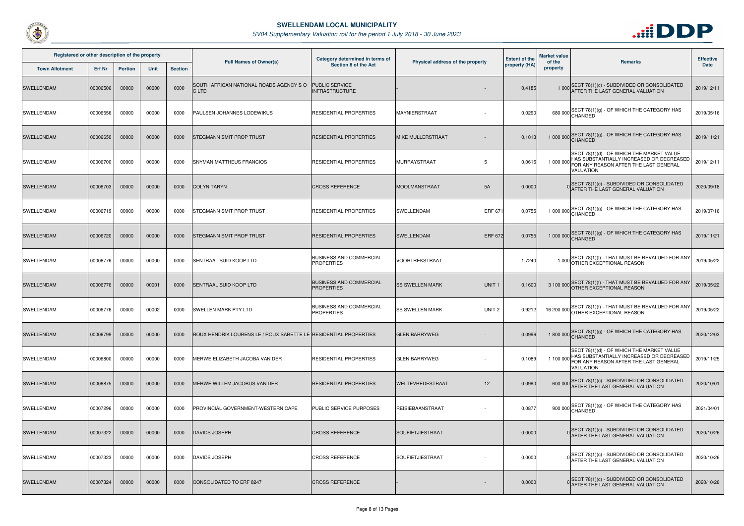# SWELLENDAM LOCAL MUNICIPALITY

*SV04 Supplementary Valuation roll for the period 1 July 2018 - 30 June 2023*

| Registered or other description of the property | | | | | Full Names of Owner(s) | Category determined in terms of Section 8 of the Act | Physical address of the property | | Extent of the property (HA) | Market value of the property | Remarks | Effective Date |
|---|---|---|---|---|---|---|---|---|---|---|---|---|
| Town Allotment | Erf Nr | Portion | Unit | Section | | | | | | | | |
| SWELLENDAM | 00006506 | 00000 | 00000 | 0000 | SOUTH AFRICAN NATIONAL ROADS AGENCY S O C LTD | PUBLIC SERVICE INFRASTRUCTURE | - | - | 0,4185 | 1 000 | SECT 78(1)(c) - SUBDIVIDED OR CONSOLIDATED AFTER THE LAST GENERAL VALUATION | 2019/12/11 |
| SWELLENDAM | 00006556 | 00000 | 00000 | 0000 | PAULSEN JOHANNES LODEWIKUS | RESIDENTIAL PROPERTIES | MAYNIERSTRAAT | - | 0,0290 | 680 000 | SECT 78(1)(g) - OF WHICH THE CATEGORY HAS CHANGED | 2019/05/16 |
| SWELLENDAM | 00006650 | 00000 | 00000 | 0000 | STEGMANN SMIT PROP TRUST | RESIDENTIAL PROPERTIES | MIKE MULLERSTRAAT | - | 0,1013 | 1 000 000 | SECT 78(1)(g) - OF WHICH THE CATEGORY HAS CHANGED | 2019/11/21 |
| SWELLENDAM | 00006700 | 00000 | 00000 | 0000 | SNYMAN MATTHEUS FRANCIOS | RESIDENTIAL PROPERTIES | MURRAYSTRAAT | 5 | 0,0615 | 1 000 000 | SECT 78(1)(d) - OF WHICH THE MARKET VALUE HAS SUBSTANTIALLY INCREASED OR DECREASED FOR ANY REASON AFTER THE LAST GENERAL VALUATION | 2019/12/11 |
| SWELLENDAM | 00006703 | 00000 | 00000 | 0000 | COLYN TARYN | CROSS REFERENCE | MOOLMANSTRAAT | 5A | 0,0000 | 0 | SECT 78(1)(c) - SUBDIVIDED OR CONSOLIDATED AFTER THE LAST GENERAL VALUATION | 2020/09/18 |
| SWELLENDAM | 00006719 | 00000 | 00000 | 0000 | STEGMANN SMIT PROP TRUST | RESIDENTIAL PROPERTIES | SWELLENDAM | ERF 671 | 0,0755 | 1 000 000 | SECT 78(1)(g) - OF WHICH THE CATEGORY HAS CHANGED | 2019/07/16 |
| SWELLENDAM | 00006720 | 00000 | 00000 | 0000 | STEGMANN SMIT PROP TRUST | RESIDENTIAL PROPERTIES | SWELLENDAM | ERF 672 | 0,0755 | 1 000 000 | SECT 78(1)(g) - OF WHICH THE CATEGORY HAS CHANGED | 2019/11/21 |
| SWELLENDAM | 00006776 | 00000 | 00000 | 0000 | SENTRAAL SUID KOOP LTD | BUSINESS AND COMMERCIAL PROPERTIES | VOORTREKSTRAAT | - | 1,7240 | 1 000 | SECT 78(1)(f) - THAT MUST BE REVALUED FOR ANY OTHER EXCEPTIONAL REASON | 2019/05/22 |
| SWELLENDAM | 00006776 | 00000 | 00001 | 0000 | SENTRAAL SUID KOOP LTD | BUSINESS AND COMMERCIAL PROPERTIES | SS SWELLEN MARK | UNIT 1 | 0,1600 | 3 100 000 | SECT 78(1)(f) - THAT MUST BE REVALUED FOR ANY OTHER EXCEPTIONAL REASON | 2019/05/22 |
| SWELLENDAM | 00006776 | 00000 | 00002 | 0000 | SWELLEN MARK PTY LTD | BUSINESS AND COMMERCIAL PROPERTIES | SS SWELLEN MARK | UNIT 2 | 0,9212 | 16 200 000 | SECT 78(1)(f) - THAT MUST BE REVALUED FOR ANY OTHER EXCEPTIONAL REASON | 2019/05/22 |
| SWELLENDAM | 00006799 | 00000 | 00000 | 0000 | ROUX HENDRIK LOURENS LE / ROUX SARETTE LE | RESIDENTIAL PROPERTIES | GLEN BARRYWEG | - | 0,0996 | 1 800 000 | SECT 78(1)(g) - OF WHICH THE CATEGORY HAS CHANGED | 2020/12/03 |
| SWELLENDAM | 00006800 | 00000 | 00000 | 0000 | MERWE ELIZABETH JACOBA VAN DER | RESIDENTIAL PROPERTIES | GLEN BARRYWEG | - | 0,1089 | 1 100 000 | SECT 78(1)(d) - OF WHICH THE MARKET VALUE HAS SUBSTANTIALLY INCREASED OR DECREASED FOR ANY REASON AFTER THE LAST GENERAL VALUATION | 2019/11/25 |
| SWELLENDAM | 00006875 | 00000 | 00000 | 0000 | MERWE WILLEM JACOBUS VAN DER | RESIDENTIAL PROPERTIES | WELTEVREDESTRAAT | 12 | 0,0990 | 600 000 | SECT 78(1)(c) - SUBDIVIDED OR CONSOLIDATED AFTER THE LAST GENERAL VALUATION | 2020/10/01 |
| SWELLENDAM | 00007296 | 00000 | 00000 | 0000 | PROVINCIAL GOVERNMENT-WESTERN CAPE | PUBLIC SERVICE PURPOSES | REISIEBAANSTRAAT | - | 0,0877 | 900 000 | SECT 78(1)(g) - OF WHICH THE CATEGORY HAS CHANGED | 2021/04/01 |
| SWELLENDAM | 00007322 | 00000 | 00000 | 0000 | DAVIDS JOSEPH | CROSS REFERENCE | SOUFIETJIESTRAAT | - | 0,0000 | 0 | SECT 78(1)(c) - SUBDIVIDED OR CONSOLIDATED AFTER THE LAST GENERAL VALUATION | 2020/10/26 |
| SWELLENDAM | 00007323 | 00000 | 00000 | 0000 | DAVIDS JOSEPH | CROSS REFERENCE | SOUFIETJIESTRAAT | - | 0,0000 | 0 | SECT 78(1)(c) - SUBDIVIDED OR CONSOLIDATED AFTER THE LAST GENERAL VALUATION | 2020/10/26 |
| SWELLENDAM | 00007324 | 00000 | 00000 | 0000 | CONSOLIDATED TO ERF 8247 | CROSS REFERENCE | - | - | 0,0000 | 0 | SECT 78(1)(c) - SUBDIVIDED OR CONSOLIDATED AFTER THE LAST GENERAL VALUATION | 2020/10/26 |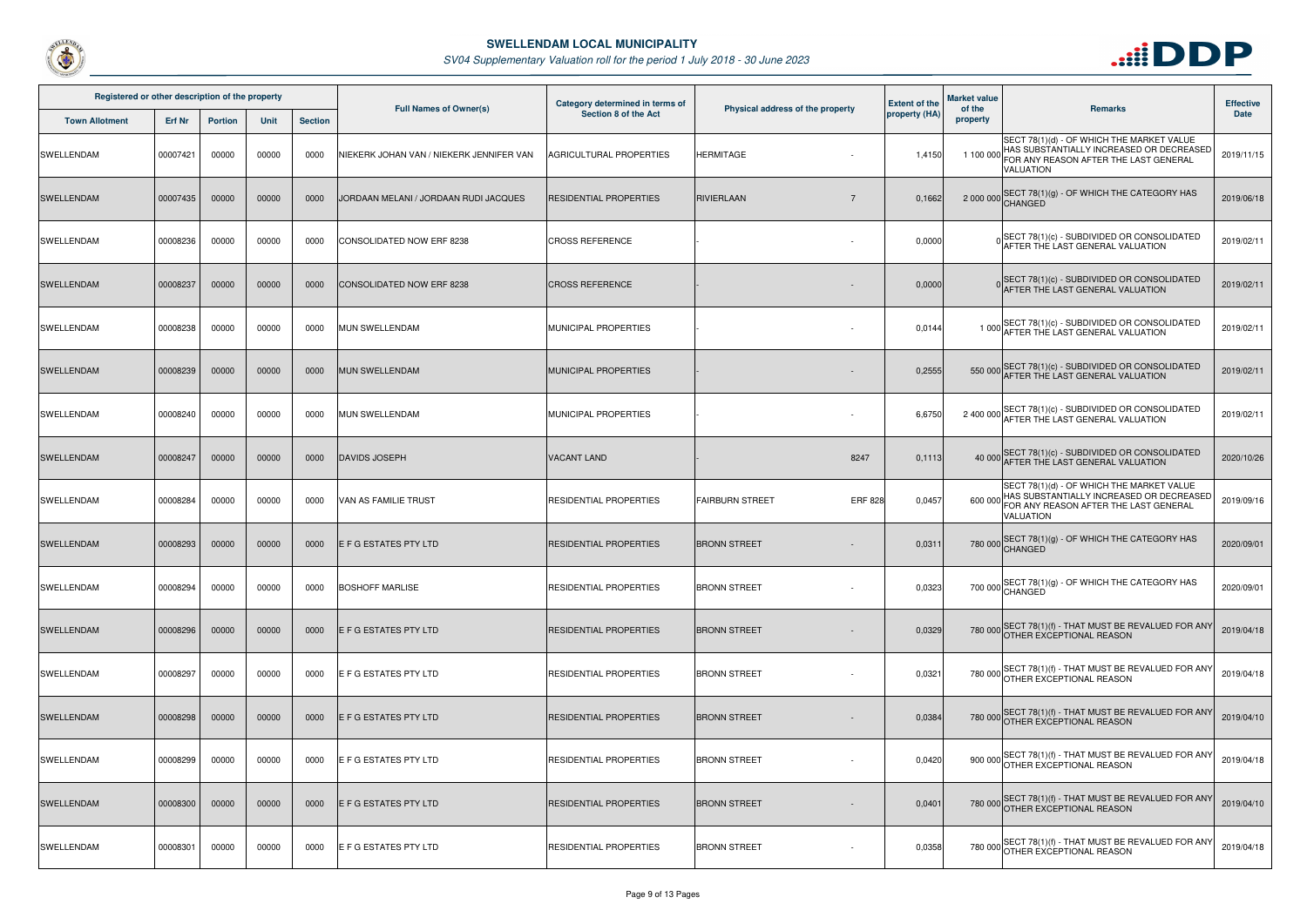# SWELLENDAM LOCAL MUNICIPALITY

*SV04 Supplementary Valuation roll for the period 1 July 2018 - 30 June 2023*

| Registered or other description of the property | | | | | Full Names of Owner(s) | Category determined in terms of Section 8 of the Act | Physical address of the property | | Extent of the property (HA) | Market value of the property | Remarks | Effective Date |
|---|---|---|---|---|---|---|---|---|---|---|---|---|
| Town Allotment | Erf Nr | Portion | Unit | Section | | | | | | | | |
| SWELLENDAM | 00007421 | 00000 | 00000 | 0000 | NIEKERK JOHAN VAN / NIEKERK JENNIFER VAN | AGRICULTURAL PROPERTIES | HERMITAGE | - | 1,4150 | 1 100 000 | SECT 78(1)(d) - OF WHICH THE MARKET VALUE HAS SUBSTANTIALLY INCREASED OR DECREASED FOR ANY REASON AFTER THE LAST GENERAL VALUATION | 2019/11/15 |
| SWELLENDAM | 00007435 | 00000 | 00000 | 0000 | JORDAAN MELANI / JORDAAN RUDI JACQUES | RESIDENTIAL PROPERTIES | RIVIERLAAN | 7 | 0,1662 | 2 000 000 | SECT 78(1)(g) - OF WHICH THE CATEGORY HAS CHANGED | 2019/06/18 |
| SWELLENDAM | 00008236 | 00000 | 00000 | 0000 | CONSOLIDATED NOW ERF 8238 | CROSS REFERENCE | - | - | 0,0000 | 0 | SECT 78(1)(c) - SUBDIVIDED OR CONSOLIDATED AFTER THE LAST GENERAL VALUATION | 2019/02/11 |
| SWELLENDAM | 00008237 | 00000 | 00000 | 0000 | CONSOLIDATED NOW ERF 8238 | CROSS REFERENCE | - | - | 0,0000 | 0 | SECT 78(1)(c) - SUBDIVIDED OR CONSOLIDATED AFTER THE LAST GENERAL VALUATION | 2019/02/11 |
| SWELLENDAM | 00008238 | 00000 | 00000 | 0000 | MUN SWELLENDAM | MUNICIPAL PROPERTIES | - | - | 0,0144 | 1 000 | SECT 78(1)(c) - SUBDIVIDED OR CONSOLIDATED AFTER THE LAST GENERAL VALUATION | 2019/02/11 |
| SWELLENDAM | 00008239 | 00000 | 00000 | 0000 | MUN SWELLENDAM | MUNICIPAL PROPERTIES | - | - | 0,2555 | 550 000 | SECT 78(1)(c) - SUBDIVIDED OR CONSOLIDATED AFTER THE LAST GENERAL VALUATION | 2019/02/11 |
| SWELLENDAM | 00008240 | 00000 | 00000 | 0000 | MUN SWELLENDAM | MUNICIPAL PROPERTIES | - | - | 6,6750 | 2 400 000 | SECT 78(1)(c) - SUBDIVIDED OR CONSOLIDATED AFTER THE LAST GENERAL VALUATION | 2019/02/11 |
| SWELLENDAM | 00008247 | 00000 | 00000 | 0000 | DAVIDS JOSEPH | VACANT LAND | - | 8247 | 0,1113 | 40 000 | SECT 78(1)(c) - SUBDIVIDED OR CONSOLIDATED AFTER THE LAST GENERAL VALUATION | 2020/10/26 |
| SWELLENDAM | 00008284 | 00000 | 00000 | 0000 | VAN AS FAMILIE TRUST | RESIDENTIAL PROPERTIES | FAIRBURN STREET | ERF 828 | 0,0457 | 600 000 | SECT 78(1)(d) - OF WHICH THE MARKET VALUE HAS SUBSTANTIALLY INCREASED OR DECREASED FOR ANY REASON AFTER THE LAST GENERAL VALUATION | 2019/09/16 |
| SWELLENDAM | 00008293 | 00000 | 00000 | 0000 | E F G ESTATES PTY LTD | RESIDENTIAL PROPERTIES | BRONN STREET | - | 0,0311 | 780 000 | SECT 78(1)(g) - OF WHICH THE CATEGORY HAS CHANGED | 2020/09/01 |
| SWELLENDAM | 00008294 | 00000 | 00000 | 0000 | BOSHOFF MARLISE | RESIDENTIAL PROPERTIES | BRONN STREET | - | 0,0323 | 700 000 | SECT 78(1)(g) - OF WHICH THE CATEGORY HAS CHANGED | 2020/09/01 |
| SWELLENDAM | 00008296 | 00000 | 00000 | 0000 | E F G ESTATES PTY LTD | RESIDENTIAL PROPERTIES | BRONN STREET | - | 0,0329 | 780 000 | SECT 78(1)(f) - THAT MUST BE REVALUED FOR ANY OTHER EXCEPTIONAL REASON | 2019/04/18 |
| SWELLENDAM | 00008297 | 00000 | 00000 | 0000 | E F G ESTATES PTY LTD | RESIDENTIAL PROPERTIES | BRONN STREET | - | 0,0321 | 780 000 | SECT 78(1)(f) - THAT MUST BE REVALUED FOR ANY OTHER EXCEPTIONAL REASON | 2019/04/18 |
| SWELLENDAM | 00008298 | 00000 | 00000 | 0000 | E F G ESTATES PTY LTD | RESIDENTIAL PROPERTIES | BRONN STREET | - | 0,0384 | 780 000 | SECT 78(1)(f) - THAT MUST BE REVALUED FOR ANY OTHER EXCEPTIONAL REASON | 2019/04/10 |
| SWELLENDAM | 00008299 | 00000 | 00000 | 0000 | E F G ESTATES PTY LTD | RESIDENTIAL PROPERTIES | BRONN STREET | - | 0,0420 | 900 000 | SECT 78(1)(f) - THAT MUST BE REVALUED FOR ANY OTHER EXCEPTIONAL REASON | 2019/04/18 |
| SWELLENDAM | 00008300 | 00000 | 00000 | 0000 | E F G ESTATES PTY LTD | RESIDENTIAL PROPERTIES | BRONN STREET | - | 0,0401 | 780 000 | SECT 78(1)(f) - THAT MUST BE REVALUED FOR ANY OTHER EXCEPTIONAL REASON | 2019/04/10 |
| SWELLENDAM | 00008301 | 00000 | 00000 | 0000 | E F G ESTATES PTY LTD | RESIDENTIAL PROPERTIES | BRONN STREET | - | 0,0358 | 780 000 | SECT 78(1)(f) - THAT MUST BE REVALUED FOR ANY OTHER EXCEPTIONAL REASON | 2019/04/18 |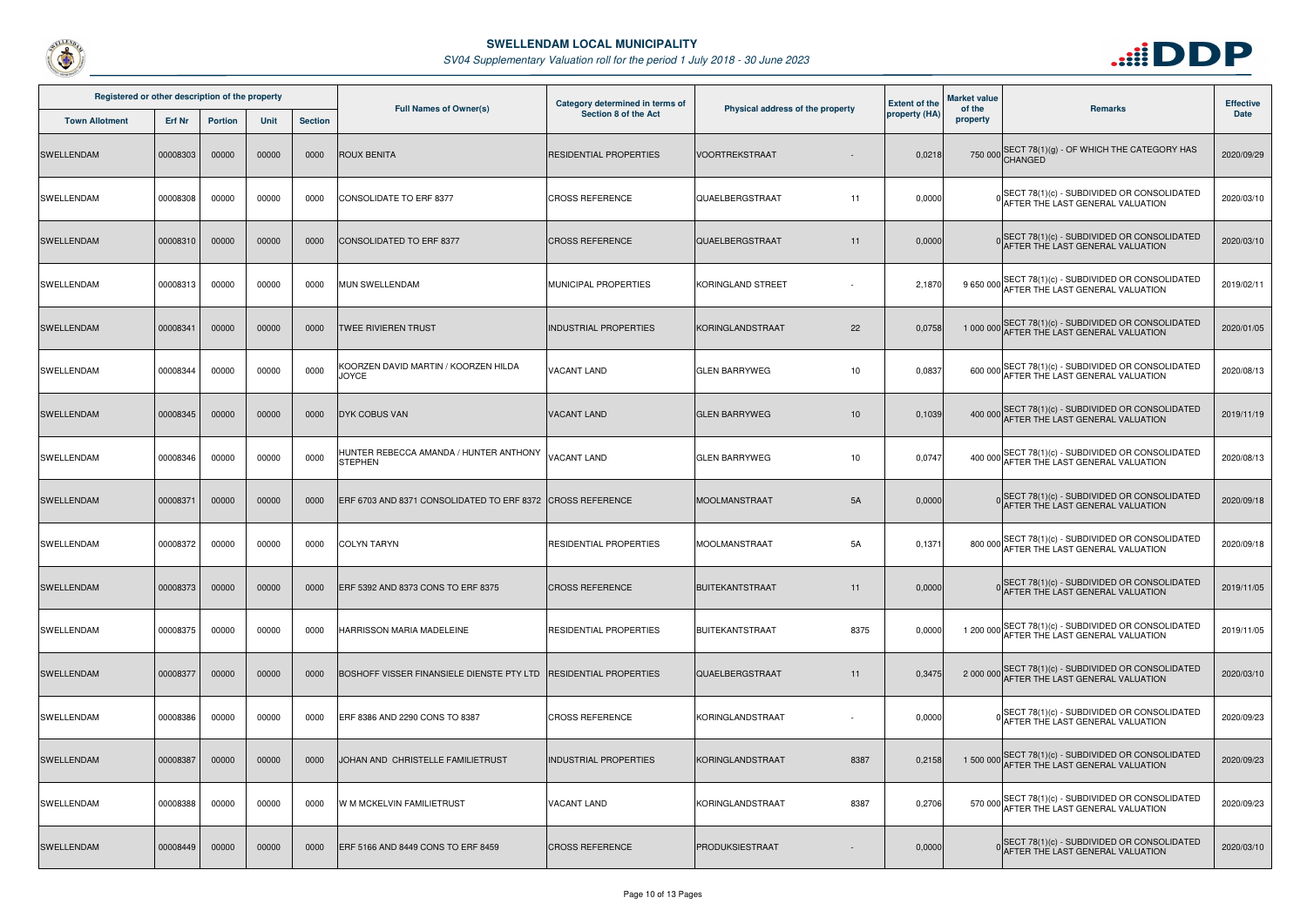# SWELLENDAM LOCAL MUNICIPALITY

*SV04 Supplementary Valuation roll for the period 1 July 2018 - 30 June 2023*

| Registered or other description of the property | | | | | Full Names of Owner(s) | Category determined in terms of Section 8 of the Act | Physical address of the property | | Extent of the property (HA) | Market value of the property | Remarks | Effective Date |
|---|---|---|---|---|---|---|---|---|---|---|---|---|
| Town Allotment | Erf Nr | Portion | Unit | Section | | | | | | | | |
| SWELLENDAM | 00008303 | 00000 | 00000 | 0000 | ROUX BENITA | RESIDENTIAL PROPERTIES | VOORTREKSTRAAT | - | 0,0218 | 750 000 | SECT 78(1)(g) - OF WHICH THE CATEGORY HAS CHANGED | 2020/09/29 |
| SWELLENDAM | 00008308 | 00000 | 00000 | 0000 | CONSOLIDATE TO ERF 8377 | CROSS REFERENCE | QUAELBERGSTRAAT | 11 | 0,0000 | 0 | SECT 78(1)(c) - SUBDIVIDED OR CONSOLIDATED AFTER THE LAST GENERAL VALUATION | 2020/03/10 |
| SWELLENDAM | 00008310 | 00000 | 00000 | 0000 | CONSOLIDATED TO ERF 8377 | CROSS REFERENCE | QUAELBERGSTRAAT | 11 | 0,0000 | 0 | SECT 78(1)(c) - SUBDIVIDED OR CONSOLIDATED AFTER THE LAST GENERAL VALUATION | 2020/03/10 |
| SWELLENDAM | 00008313 | 00000 | 00000 | 0000 | MUN SWELLENDAM | MUNICIPAL PROPERTIES | KORINGLAND STREET | - | 2,1870 | 9 650 000 | SECT 78(1)(c) - SUBDIVIDED OR CONSOLIDATED AFTER THE LAST GENERAL VALUATION | 2019/02/11 |
| SWELLENDAM | 00008341 | 00000 | 00000 | 0000 | TWEE RIVIEREN TRUST | INDUSTRIAL PROPERTIES | KORINGLANDSTRAAT | 22 | 0,0758 | 1 000 000 | SECT 78(1)(c) - SUBDIVIDED OR CONSOLIDATED AFTER THE LAST GENERAL VALUATION | 2020/01/05 |
| SWELLENDAM | 00008344 | 00000 | 00000 | 0000 | KOORZEN DAVID MARTIN / KOORZEN HILDA JOYCE | VACANT LAND | GLEN BARRYWEG | 10 | 0,0837 | 600 000 | SECT 78(1)(c) - SUBDIVIDED OR CONSOLIDATED AFTER THE LAST GENERAL VALUATION | 2020/08/13 |
| SWELLENDAM | 00008345 | 00000 | 00000 | 0000 | DYK COBUS VAN | VACANT LAND | GLEN BARRYWEG | 10 | 0,1039 | 400 000 | SECT 78(1)(c) - SUBDIVIDED OR CONSOLIDATED AFTER THE LAST GENERAL VALUATION | 2019/11/19 |
| SWELLENDAM | 00008346 | 00000 | 00000 | 0000 | HUNTER REBECCA AMANDA / HUNTER ANTHONY STEPHEN | VACANT LAND | GLEN BARRYWEG | 10 | 0,0747 | 400 000 | SECT 78(1)(c) - SUBDIVIDED OR CONSOLIDATED AFTER THE LAST GENERAL VALUATION | 2020/08/13 |
| SWELLENDAM | 00008371 | 00000 | 00000 | 0000 | ERF 6703 AND 8371 CONSOLIDATED TO ERF 8372 | CROSS REFERENCE | MOOLMANSTRAAT | 5A | 0,0000 | 0 | SECT 78(1)(c) - SUBDIVIDED OR CONSOLIDATED AFTER THE LAST GENERAL VALUATION | 2020/09/18 |
| SWELLENDAM | 00008372 | 00000 | 00000 | 0000 | COLYN TARYN | RESIDENTIAL PROPERTIES | MOOLMANSTRAAT | 5A | 0,1371 | 800 000 | SECT 78(1)(c) - SUBDIVIDED OR CONSOLIDATED AFTER THE LAST GENERAL VALUATION | 2020/09/18 |
| SWELLENDAM | 00008373 | 00000 | 00000 | 0000 | ERF 5392 AND 8373 CONS TO ERF 8375 | CROSS REFERENCE | BUITEKANTSTRAAT | 11 | 0,0000 | 0 | SECT 78(1)(c) - SUBDIVIDED OR CONSOLIDATED AFTER THE LAST GENERAL VALUATION | 2019/11/05 |
| SWELLENDAM | 00008375 | 00000 | 00000 | 0000 | HARRISSON MARIA MADELEINE | RESIDENTIAL PROPERTIES | BUITEKANTSTRAAT | 8375 | 0,0000 | 1 200 000 | SECT 78(1)(c) - SUBDIVIDED OR CONSOLIDATED AFTER THE LAST GENERAL VALUATION | 2019/11/05 |
| SWELLENDAM | 00008377 | 00000 | 00000 | 0000 | BOSHOFF VISSER FINANSIELE DIENSTE PTY LTD | RESIDENTIAL PROPERTIES | QUAELBERGSTRAAT | 11 | 0,3475 | 2 000 000 | SECT 78(1)(c) - SUBDIVIDED OR CONSOLIDATED AFTER THE LAST GENERAL VALUATION | 2020/03/10 |
| SWELLENDAM | 00008386 | 00000 | 00000 | 0000 | ERF 8386 AND 2290 CONS TO 8387 | CROSS REFERENCE | KORINGLANDSTRAAT | - | 0,0000 | 0 | SECT 78(1)(c) - SUBDIVIDED OR CONSOLIDATED AFTER THE LAST GENERAL VALUATION | 2020/09/23 |
| SWELLENDAM | 00008387 | 00000 | 00000 | 0000 | JOHAN AND CHRISTELLE FAMILIETRUST | INDUSTRIAL PROPERTIES | KORINGLANDSTRAAT | 8387 | 0,2158 | 1 500 000 | SECT 78(1)(c) - SUBDIVIDED OR CONSOLIDATED AFTER THE LAST GENERAL VALUATION | 2020/09/23 |
| SWELLENDAM | 00008388 | 00000 | 00000 | 0000 | W M MCKELVIN FAMILIETRUST | VACANT LAND | KORINGLANDSTRAAT | 8387 | 0,2706 | 570 000 | SECT 78(1)(c) - SUBDIVIDED OR CONSOLIDATED AFTER THE LAST GENERAL VALUATION | 2020/09/23 |
| SWELLENDAM | 00008449 | 00000 | 00000 | 0000 | ERF 5166 AND 8449 CONS TO ERF 8459 | CROSS REFERENCE | PRODUKSIESTRAAT | - | 0,0000 | 0 | SECT 78(1)(c) - SUBDIVIDED OR CONSOLIDATED AFTER THE LAST GENERAL VALUATION | 2020/03/10 |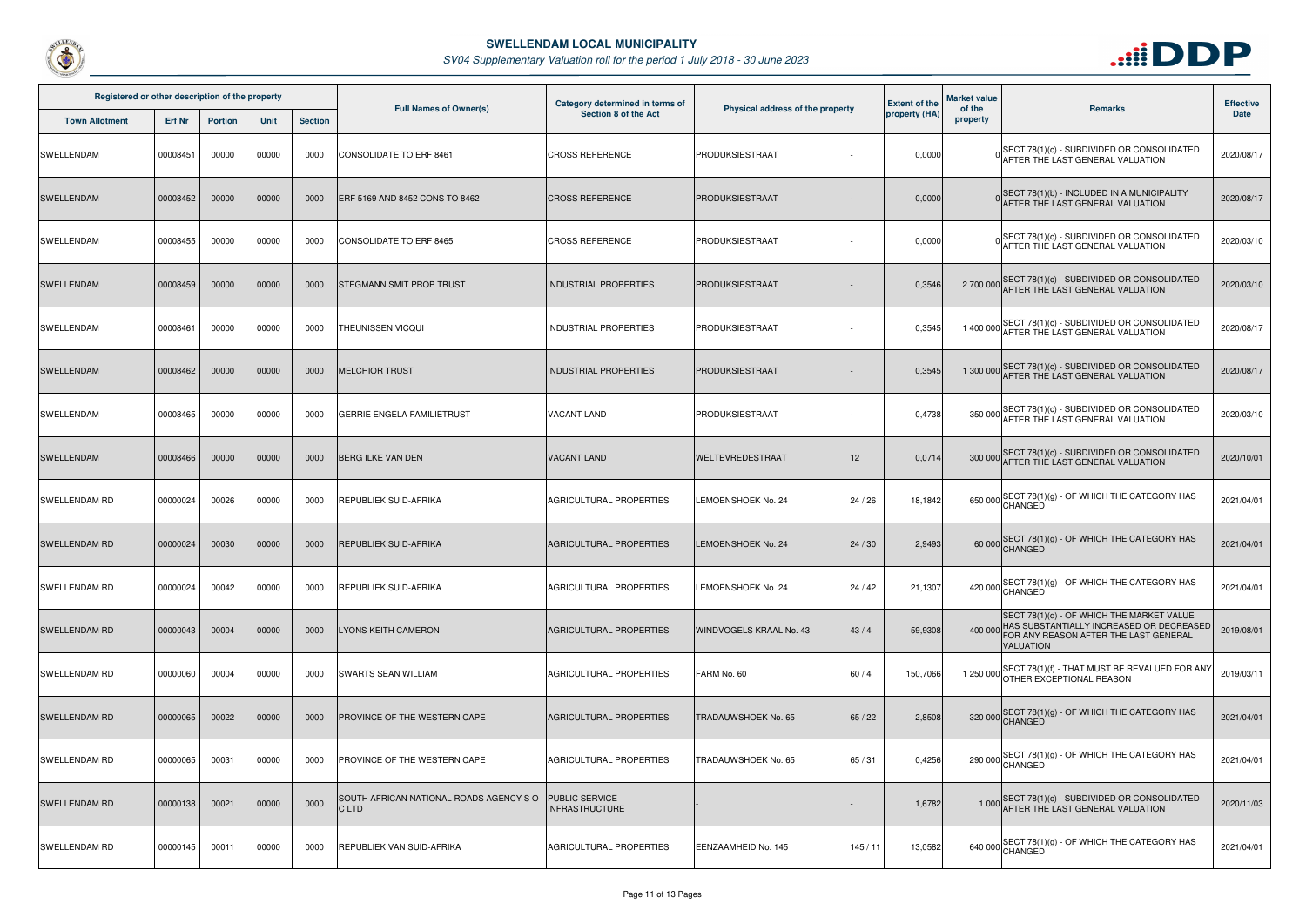## SWELLENDAM LOCAL MUNICIPALITY

*SV04 Supplementary Valuation roll for the period 1 July 2018 - 30 June 2023*

| Registered or other description of the property | | | | | Full Names of Owner(s) | Category determined in terms of Section 8 of the Act | Physical address of the property | | Extent of the property (HA) | Market value of the property | Remarks | Effective Date |
|---|---|---|---|---|---|---|---|---|---|---|---|---|
| Town Allotment | Erf Nr | Portion | Unit | Section | | | | | | | | |
| SWELLENDAM | 00008451 | 00000 | 00000 | 0000 | CONSOLIDATE TO ERF 8461 | CROSS REFERENCE | PRODUKSIESTRAAT | - | 0,0000 | 0 | SECT 78(1)(c) - SUBDIVIDED OR CONSOLIDATED AFTER THE LAST GENERAL VALUATION | 2020/08/17 |
| SWELLENDAM | 00008452 | 00000 | 00000 | 0000 | ERF 5169 AND 8452 CONS TO 8462 | CROSS REFERENCE | PRODUKSIESTRAAT | - | 0,0000 | 0 | SECT 78(1)(b) - INCLUDED IN A MUNICIPALITY AFTER THE LAST GENERAL VALUATION | 2020/08/17 |
| SWELLENDAM | 00008455 | 00000 | 00000 | 0000 | CONSOLIDATE TO ERF 8465 | CROSS REFERENCE | PRODUKSIESTRAAT | - | 0,0000 | 0 | SECT 78(1)(c) - SUBDIVIDED OR CONSOLIDATED AFTER THE LAST GENERAL VALUATION | 2020/03/10 |
| SWELLENDAM | 00008459 | 00000 | 00000 | 0000 | STEGMANN SMIT PROP TRUST | INDUSTRIAL PROPERTIES | PRODUKSIESTRAAT | - | 0,3546 | 2 700 000 | SECT 78(1)(c) - SUBDIVIDED OR CONSOLIDATED AFTER THE LAST GENERAL VALUATION | 2020/03/10 |
| SWELLENDAM | 00008461 | 00000 | 00000 | 0000 | THEUNISSEN VICQUI | INDUSTRIAL PROPERTIES | PRODUKSIESTRAAT | - | 0,3545 | 1 400 000 | SECT 78(1)(c) - SUBDIVIDED OR CONSOLIDATED AFTER THE LAST GENERAL VALUATION | 2020/08/17 |
| SWELLENDAM | 00008462 | 00000 | 00000 | 0000 | MELCHIOR TRUST | INDUSTRIAL PROPERTIES | PRODUKSIESTRAAT | - | 0,3545 | 1 300 000 | SECT 78(1)(c) - SUBDIVIDED OR CONSOLIDATED AFTER THE LAST GENERAL VALUATION | 2020/08/17 |
| SWELLENDAM | 00008465 | 00000 | 00000 | 0000 | GERRIE ENGELA FAMILIETRUST | VACANT LAND | PRODUKSIESTRAAT | - | 0,4738 | 350 000 | SECT 78(1)(c) - SUBDIVIDED OR CONSOLIDATED AFTER THE LAST GENERAL VALUATION | 2020/03/10 |
| SWELLENDAM | 00008466 | 00000 | 00000 | 0000 | BERG ILKE VAN DEN | VACANT LAND | WELTEVREDESTRAAT | 12 | 0,0714 | 300 000 | SECT 78(1)(c) - SUBDIVIDED OR CONSOLIDATED AFTER THE LAST GENERAL VALUATION | 2020/10/01 |
| SWELLENDAM RD | 00000024 | 00026 | 00000 | 0000 | REPUBLIEK SUID-AFRIKA | AGRICULTURAL PROPERTIES | LEMOENSHOEK No. 24 | 24 / 26 | 18,1842 | 650 000 | SECT 78(1)(g) - OF WHICH THE CATEGORY HAS CHANGED | 2021/04/01 |
| SWELLENDAM RD | 00000024 | 00030 | 00000 | 0000 | REPUBLIEK SUID-AFRIKA | AGRICULTURAL PROPERTIES | LEMOENSHOEK No. 24 | 24 / 30 | 2,9493 | 60 000 | SECT 78(1)(g) - OF WHICH THE CATEGORY HAS CHANGED | 2021/04/01 |
| SWELLENDAM RD | 00000024 | 00042 | 00000 | 0000 | REPUBLIEK SUID-AFRIKA | AGRICULTURAL PROPERTIES | LEMOENSHOEK No. 24 | 24 / 42 | 21,1307 | 420 000 | SECT 78(1)(g) - OF WHICH THE CATEGORY HAS CHANGED | 2021/04/01 |
| SWELLENDAM RD | 00000043 | 00004 | 00000 | 0000 | LYONS KEITH CAMERON | AGRICULTURAL PROPERTIES | WINDVOGELS KRAAL No. 43 | 43 / 4 | 59,9308 | 400 000 | SECT 78(1)(d) - OF WHICH THE MARKET VALUE HAS SUBSTANTIALLY INCREASED OR DECREASED FOR ANY REASON AFTER THE LAST GENERAL VALUATION | 2019/08/01 |
| SWELLENDAM RD | 00000060 | 00004 | 00000 | 0000 | SWARTS SEAN WILLIAM | AGRICULTURAL PROPERTIES | FARM No. 60 | 60 / 4 | 150,7066 | 1 250 000 | SECT 78(1)(f) - THAT MUST BE REVALUED FOR ANY OTHER EXCEPTIONAL REASON | 2019/03/11 |
| SWELLENDAM RD | 00000065 | 00022 | 00000 | 0000 | PROVINCE OF THE WESTERN CAPE | AGRICULTURAL PROPERTIES | TRADAUWSHOEK No. 65 | 65 / 22 | 2,8508 | 320 000 | SECT 78(1)(g) - OF WHICH THE CATEGORY HAS CHANGED | 2021/04/01 |
| SWELLENDAM RD | 00000065 | 00031 | 00000 | 0000 | PROVINCE OF THE WESTERN CAPE | AGRICULTURAL PROPERTIES | TRADAUWSHOEK No. 65 | 65 / 31 | 0,4256 | 290 000 | SECT 78(1)(g) - OF WHICH THE CATEGORY HAS CHANGED | 2021/04/01 |
| SWELLENDAM RD | 00000138 | 00021 | 00000 | 0000 | SOUTH AFRICAN NATIONAL ROADS AGENCY S O C LTD | PUBLIC SERVICE INFRASTRUCTURE | - | - | 1,6782 | 1 000 | SECT 78(1)(c) - SUBDIVIDED OR CONSOLIDATED AFTER THE LAST GENERAL VALUATION | 2020/11/03 |
| SWELLENDAM RD | 00000145 | 00011 | 00000 | 0000 | REPUBLIEK VAN SUID-AFRIKA | AGRICULTURAL PROPERTIES | EENZAAMHEID No. 145 | 145 / 11 | 13,0582 | 640 000 | SECT 78(1)(g) - OF WHICH THE CATEGORY HAS CHANGED | 2021/04/01 |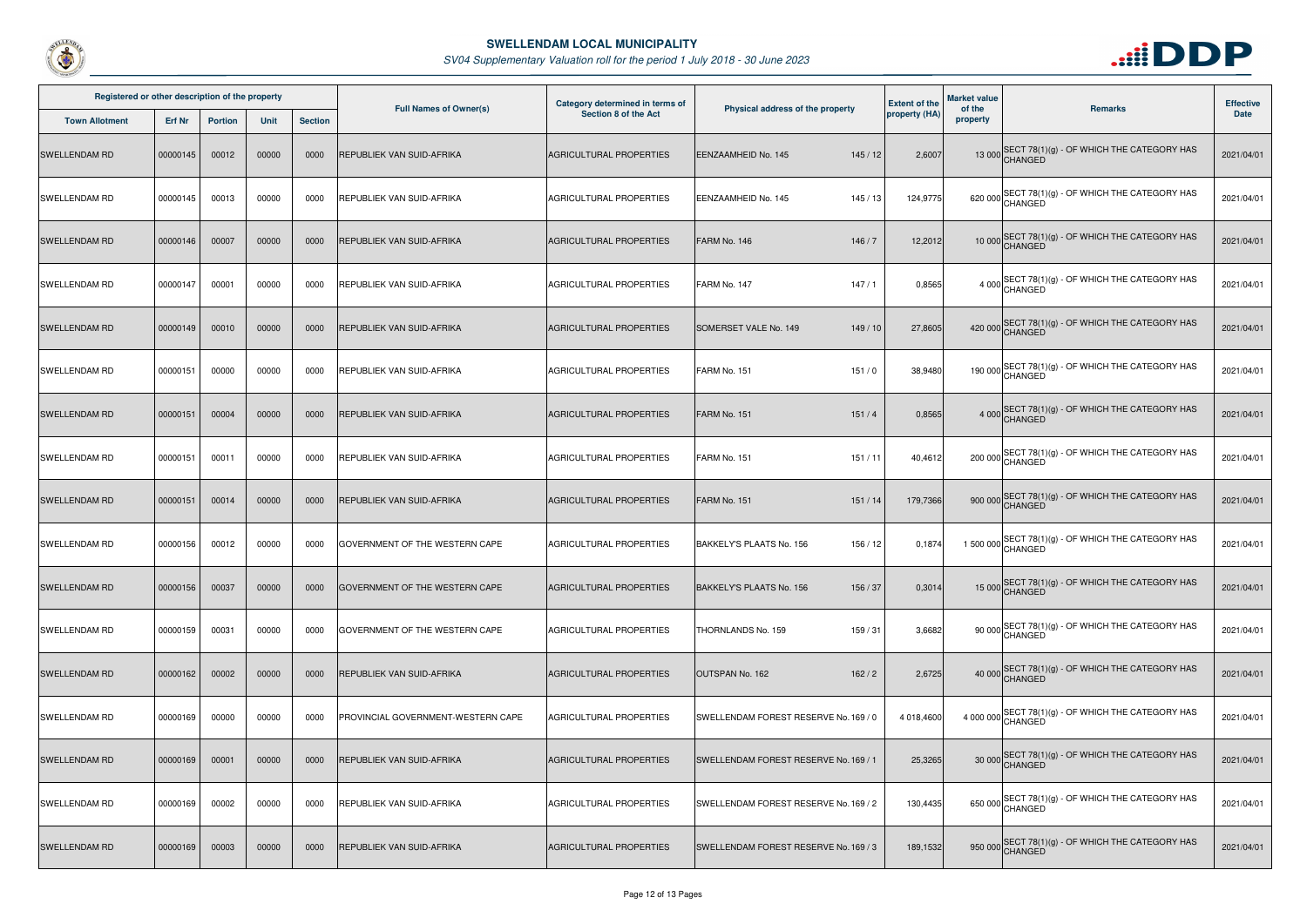# SWELLENDAM LOCAL MUNICIPALITY

*SV04 Supplementary Valuation roll for the period 1 July 2018 - 30 June 2023*

| Registered or other description of the property | | | | | Full Names of Owner(s) | Category determined in terms of Section 8 of the Act | Physical address of the property | Extent of the property (HA) | Market value of the property | Remarks | Effective Date |
|---|---|---|---|---|---|---|---|---|---|---|---|
| Town Allotment | Erf Nr | Portion | Unit | Section | | | | | | | |
| SWELLENDAM RD | 00000145 | 00012 | 00000 | 0000 | REPUBLIEK VAN SUID-AFRIKA | AGRICULTURAL PROPERTIES | EENZAAMHEID No. 145 145 / 12 | 2,6007 | 13 000 | SECT 78(1)(g) - OF WHICH THE CATEGORY HAS CHANGED | 2021/04/01 |
| SWELLENDAM RD | 00000145 | 00013 | 00000 | 0000 | REPUBLIEK VAN SUID-AFRIKA | AGRICULTURAL PROPERTIES | EENZAAMHEID No. 145 145 / 13 | 124,9775 | 620 000 | SECT 78(1)(g) - OF WHICH THE CATEGORY HAS CHANGED | 2021/04/01 |
| SWELLENDAM RD | 00000146 | 00007 | 00000 | 0000 | REPUBLIEK VAN SUID-AFRIKA | AGRICULTURAL PROPERTIES | FARM No. 146 146 / 7 | 12,2012 | 10 000 | SECT 78(1)(g) - OF WHICH THE CATEGORY HAS CHANGED | 2021/04/01 |
| SWELLENDAM RD | 00000147 | 00001 | 00000 | 0000 | REPUBLIEK VAN SUID-AFRIKA | AGRICULTURAL PROPERTIES | FARM No. 147 147 / 1 | 0,8565 | 4 000 | SECT 78(1)(g) - OF WHICH THE CATEGORY HAS CHANGED | 2021/04/01 |
| SWELLENDAM RD | 00000149 | 00010 | 00000 | 0000 | REPUBLIEK VAN SUID-AFRIKA | AGRICULTURAL PROPERTIES | SOMERSET VALE No. 149 149 / 10 | 27,8605 | 420 000 | SECT 78(1)(g) - OF WHICH THE CATEGORY HAS CHANGED | 2021/04/01 |
| SWELLENDAM RD | 00000151 | 00000 | 00000 | 0000 | REPUBLIEK VAN SUID-AFRIKA | AGRICULTURAL PROPERTIES | FARM No. 151 151 / 0 | 38,9480 | 190 000 | SECT 78(1)(g) - OF WHICH THE CATEGORY HAS CHANGED | 2021/04/01 |
| SWELLENDAM RD | 00000151 | 00004 | 00000 | 0000 | REPUBLIEK VAN SUID-AFRIKA | AGRICULTURAL PROPERTIES | FARM No. 151 151 / 4 | 0,8565 | 4 000 | SECT 78(1)(g) - OF WHICH THE CATEGORY HAS CHANGED | 2021/04/01 |
| SWELLENDAM RD | 00000151 | 00011 | 00000 | 0000 | REPUBLIEK VAN SUID-AFRIKA | AGRICULTURAL PROPERTIES | FARM No. 151 151 / 11 | 40,4612 | 200 000 | SECT 78(1)(g) - OF WHICH THE CATEGORY HAS CHANGED | 2021/04/01 |
| SWELLENDAM RD | 00000151 | 00014 | 00000 | 0000 | REPUBLIEK VAN SUID-AFRIKA | AGRICULTURAL PROPERTIES | FARM No. 151 151 / 14 | 179,7366 | 900 000 | SECT 78(1)(g) - OF WHICH THE CATEGORY HAS CHANGED | 2021/04/01 |
| SWELLENDAM RD | 00000156 | 00012 | 00000 | 0000 | GOVERNMENT OF THE WESTERN CAPE | AGRICULTURAL PROPERTIES | BAKKELY'S PLAATS No. 156 156 / 12 | 0,1874 | 1 500 000 | SECT 78(1)(g) - OF WHICH THE CATEGORY HAS CHANGED | 2021/04/01 |
| SWELLENDAM RD | 00000156 | 00037 | 00000 | 0000 | GOVERNMENT OF THE WESTERN CAPE | AGRICULTURAL PROPERTIES | BAKKELY'S PLAATS No. 156 156 / 37 | 0,3014 | 15 000 | SECT 78(1)(g) - OF WHICH THE CATEGORY HAS CHANGED | 2021/04/01 |
| SWELLENDAM RD | 00000159 | 00031 | 00000 | 0000 | GOVERNMENT OF THE WESTERN CAPE | AGRICULTURAL PROPERTIES | THORNLANDS No. 159 159 / 31 | 3,6682 | 90 000 | SECT 78(1)(g) - OF WHICH THE CATEGORY HAS CHANGED | 2021/04/01 |
| SWELLENDAM RD | 00000162 | 00002 | 00000 | 0000 | REPUBLIEK VAN SUID-AFRIKA | AGRICULTURAL PROPERTIES | OUTSPAN No. 162 162 / 2 | 2,6725 | 40 000 | SECT 78(1)(g) - OF WHICH THE CATEGORY HAS CHANGED | 2021/04/01 |
| SWELLENDAM RD | 00000169 | 00000 | 00000 | 0000 | PROVINCIAL GOVERNMENT-WESTERN CAPE | AGRICULTURAL PROPERTIES | SWELLENDAM FOREST RESERVE No. 169 / 0 | 4 018,4600 | 4 000 000 | SECT 78(1)(g) - OF WHICH THE CATEGORY HAS CHANGED | 2021/04/01 |
| SWELLENDAM RD | 00000169 | 00001 | 00000 | 0000 | REPUBLIEK VAN SUID-AFRIKA | AGRICULTURAL PROPERTIES | SWELLENDAM FOREST RESERVE No. 169 / 1 | 25,3265 | 30 000 | SECT 78(1)(g) - OF WHICH THE CATEGORY HAS CHANGED | 2021/04/01 |
| SWELLENDAM RD | 00000169 | 00002 | 00000 | 0000 | REPUBLIEK VAN SUID-AFRIKA | AGRICULTURAL PROPERTIES | SWELLENDAM FOREST RESERVE No. 169 / 2 | 130,4435 | 650 000 | SECT 78(1)(g) - OF WHICH THE CATEGORY HAS CHANGED | 2021/04/01 |
| SWELLENDAM RD | 00000169 | 00003 | 00000 | 0000 | REPUBLIEK VAN SUID-AFRIKA | AGRICULTURAL PROPERTIES | SWELLENDAM FOREST RESERVE No. 169 / 3 | 189,1532 | 950 000 | SECT 78(1)(g) - OF WHICH THE CATEGORY HAS CHANGED | 2021/04/01 |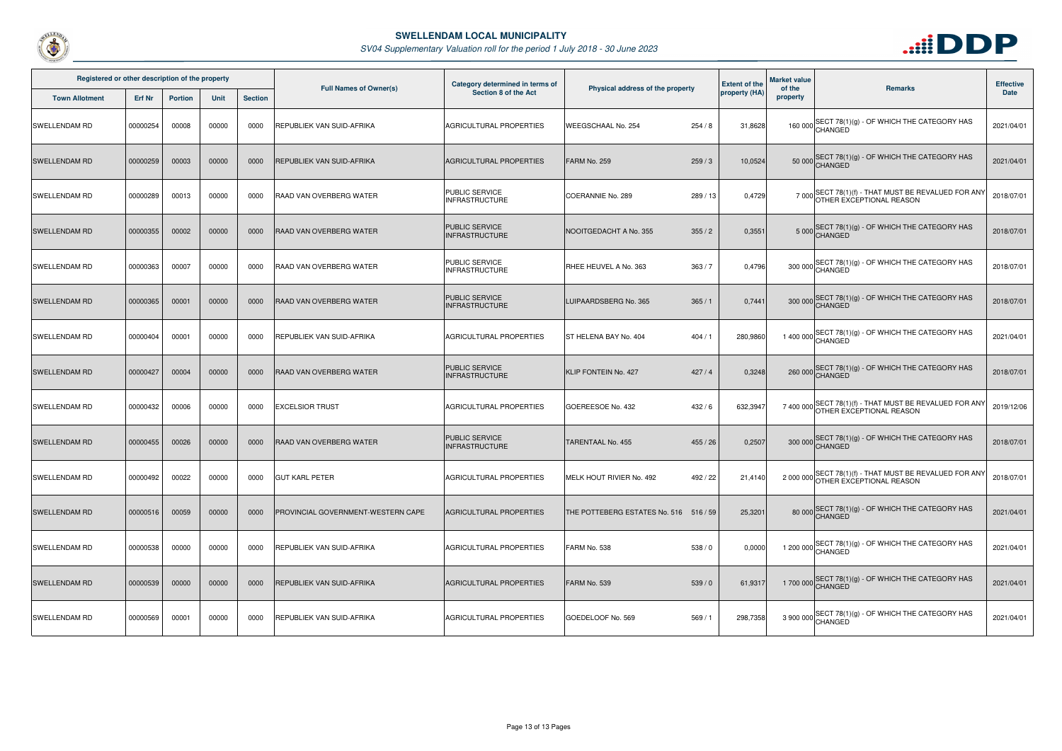# SWELLENDAM LOCAL MUNICIPALITY

*SV04 Supplementary Valuation roll for the period 1 July 2018 - 30 June 2023*

| Registered or other description of the property | | | | | Full Names of Owner(s) | Category determined in terms of Section 8 of the Act | Physical address of the property | Extent of the property (HA) | Market value of the property | Remarks | Effective Date |
|---|---|---|---|---|---|---|---|---|---|---|---|
| Town Allotment | Erf Nr | Portion | Unit | Section | | | | | | | |
| SWELLENDAM RD | 00000254 | 00008 | 00000 | 0000 | REPUBLIEK VAN SUID-AFRIKA | AGRICULTURAL PROPERTIES | WEEGSCHAAL No. 254 254 / 8 | 31,8628 | 160 000 | SECT 78(1)(g) - OF WHICH THE CATEGORY HAS CHANGED | 2021/04/01 |
| SWELLENDAM RD | 00000259 | 00003 | 00000 | 0000 | REPUBLIEK VAN SUID-AFRIKA | AGRICULTURAL PROPERTIES | FARM No. 259 259 / 3 | 10,0524 | 50 000 | SECT 78(1)(g) - OF WHICH THE CATEGORY HAS CHANGED | 2021/04/01 |
| SWELLENDAM RD | 00000289 | 00013 | 00000 | 0000 | RAAD VAN OVERBERG WATER | PUBLIC SERVICE INFRASTRUCTURE | COERANNIE No. 289 289 / 13 | 0,4729 | 7 000 | SECT 78(1)(f) - THAT MUST BE REVALUED FOR ANY OTHER EXCEPTIONAL REASON | 2018/07/01 |
| SWELLENDAM RD | 00000355 | 00002 | 00000 | 0000 | RAAD VAN OVERBERG WATER | PUBLIC SERVICE INFRASTRUCTURE | NOOITGEDACHT A No. 355 355 / 2 | 0,3551 | 5 000 | SECT 78(1)(g) - OF WHICH THE CATEGORY HAS CHANGED | 2018/07/01 |
| SWELLENDAM RD | 00000363 | 00007 | 00000 | 0000 | RAAD VAN OVERBERG WATER | PUBLIC SERVICE INFRASTRUCTURE | RHEE HEUVEL A No. 363 363 / 7 | 0,4796 | 300 000 | SECT 78(1)(g) - OF WHICH THE CATEGORY HAS CHANGED | 2018/07/01 |
| SWELLENDAM RD | 00000365 | 00001 | 00000 | 0000 | RAAD VAN OVERBERG WATER | PUBLIC SERVICE INFRASTRUCTURE | LUIPAARDSBERG No. 365 365 / 1 | 0,7441 | 300 000 | SECT 78(1)(g) - OF WHICH THE CATEGORY HAS CHANGED | 2018/07/01 |
| SWELLENDAM RD | 00000404 | 00001 | 00000 | 0000 | REPUBLIEK VAN SUID-AFRIKA | AGRICULTURAL PROPERTIES | ST HELENA BAY No. 404 404 / 1 | 280,9860 | 1 400 000 | SECT 78(1)(g) - OF WHICH THE CATEGORY HAS CHANGED | 2021/04/01 |
| SWELLENDAM RD | 00000427 | 00004 | 00000 | 0000 | RAAD VAN OVERBERG WATER | PUBLIC SERVICE INFRASTRUCTURE | KLIP FONTEIN No. 427 427 / 4 | 0,3248 | 260 000 | SECT 78(1)(g) - OF WHICH THE CATEGORY HAS CHANGED | 2018/07/01 |
| SWELLENDAM RD | 00000432 | 00006 | 00000 | 0000 | EXCELSIOR TRUST | AGRICULTURAL PROPERTIES | GOEREESOE No. 432 432 / 6 | 632,3947 | 7 400 000 | SECT 78(1)(f) - THAT MUST BE REVALUED FOR ANY OTHER EXCEPTIONAL REASON | 2019/12/06 |
| SWELLENDAM RD | 00000455 | 00026 | 00000 | 0000 | RAAD VAN OVERBERG WATER | PUBLIC SERVICE INFRASTRUCTURE | TARENTAAL No. 455 455 / 26 | 0,2507 | 300 000 | SECT 78(1)(g) - OF WHICH THE CATEGORY HAS CHANGED | 2018/07/01 |
| SWELLENDAM RD | 00000492 | 00022 | 00000 | 0000 | GUT KARL PETER | AGRICULTURAL PROPERTIES | MELK HOUT RIVIER No. 492 492 / 22 | 21,4140 | 2 000 000 | SECT 78(1)(f) - THAT MUST BE REVALUED FOR ANY OTHER EXCEPTIONAL REASON | 2018/07/01 |
| SWELLENDAM RD | 00000516 | 00059 | 00000 | 0000 | PROVINCIAL GOVERNMENT-WESTERN CAPE | AGRICULTURAL PROPERTIES | THE POTTEBERG ESTATES No. 516 516 / 59 | 25,3201 | 80 000 | SECT 78(1)(g) - OF WHICH THE CATEGORY HAS CHANGED | 2021/04/01 |
| SWELLENDAM RD | 00000538 | 00000 | 00000 | 0000 | REPUBLIEK VAN SUID-AFRIKA | AGRICULTURAL PROPERTIES | FARM No. 538 538 / 0 | 0,0000 | 1 200 000 | SECT 78(1)(g) - OF WHICH THE CATEGORY HAS CHANGED | 2021/04/01 |
| SWELLENDAM RD | 00000539 | 00000 | 00000 | 0000 | REPUBLIEK VAN SUID-AFRIKA | AGRICULTURAL PROPERTIES | FARM No. 539 539 / 0 | 61,9317 | 1 700 000 | SECT 78(1)(g) - OF WHICH THE CATEGORY HAS CHANGED | 2021/04/01 |
| SWELLENDAM RD | 00000569 | 00001 | 00000 | 0000 | REPUBLIEK VAN SUID-AFRIKA | AGRICULTURAL PROPERTIES | GOEDELOOF No. 569 569 / 1 | 298,7358 | 3 900 000 | SECT 78(1)(g) - OF WHICH THE CATEGORY HAS CHANGED | 2021/04/01 |